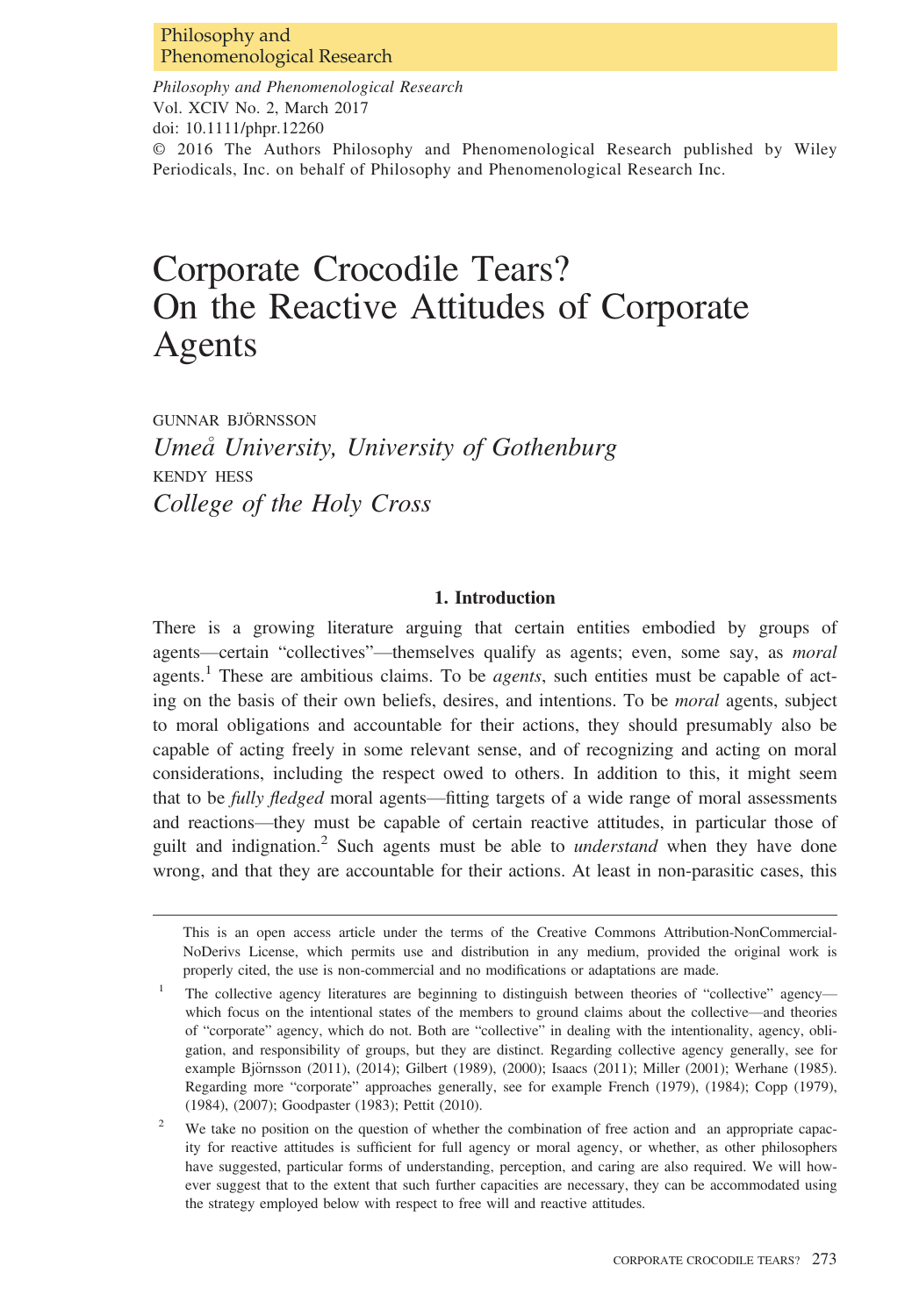Philosophy and Phenomenological Research

*Philosophy and Phenomenological Research*
Vol. XCIV No. 2, March 2017
doi: 10.1111/phpr.12260
© 2016 The Authors Philosophy and Phenomenological Research published by Wiley Periodicals, Inc. on behalf of Philosophy and Phenomenological Research Inc.

# Corporate Crocodile Tears? On the Reactive Attitudes of Corporate Agents

GUNNAR BJÖRNSSON
*Umeå University, University of Gothenburg*
KENDY HESS
*College of the Holy Cross*

## 1. Introduction

There is a growing literature arguing that certain entities embodied by groups of agents—certain "collectives"—themselves qualify as agents; even, some say, as *moral* agents.[1] These are ambitious claims. To be *agents*, such entities must be capable of acting on the basis of their own beliefs, desires, and intentions. To be *moral* agents, subject to moral obligations and accountable for their actions, they should presumably also be capable of acting freely in some relevant sense, and of recognizing and acting on moral considerations, including the respect owed to others. In addition to this, it might seem that to be *fully fledged* moral agents—fitting targets of a wide range of moral assessments and reactions—they must be capable of certain reactive attitudes, in particular those of guilt and indignation.[2] Such agents must be able to *understand* when they have done wrong, and that they are accountable for their actions. At least in non-parasitic cases, this

This is an open access article under the terms of the Creative Commons Attribution-NonCommercial-NoDerivs License, which permits use and distribution in any medium, provided the original work is properly cited, the use is non-commercial and no modifications or adaptations are made.

[1] The collective agency literatures are beginning to distinguish between theories of "collective" agency—which focus on the intentional states of the members to ground claims about the collective—and theories of "corporate" agency, which do not. Both are "collective" in dealing with the intentionality, agency, obligation, and responsibility of groups, but they are distinct. Regarding collective agency generally, see for example Björnsson (2011), (2014); Gilbert (1989), (2000); Isaacs (2011); Miller (2001); Werhane (1985). Regarding more "corporate" approaches generally, see for example French (1979), (1984); Copp (1979), (1984), (2007); Goodpaster (1983); Pettit (2010).

[2] We take no position on the question of whether the combination of free action and an appropriate capacity for reactive attitudes is sufficient for full agency or moral agency, or whether, as other philosophers have suggested, particular forms of understanding, perception, and caring are also required. We will however suggest that to the extent that such further capacities are necessary, they can be accommodated using the strategy employed below with respect to free will and reactive attitudes.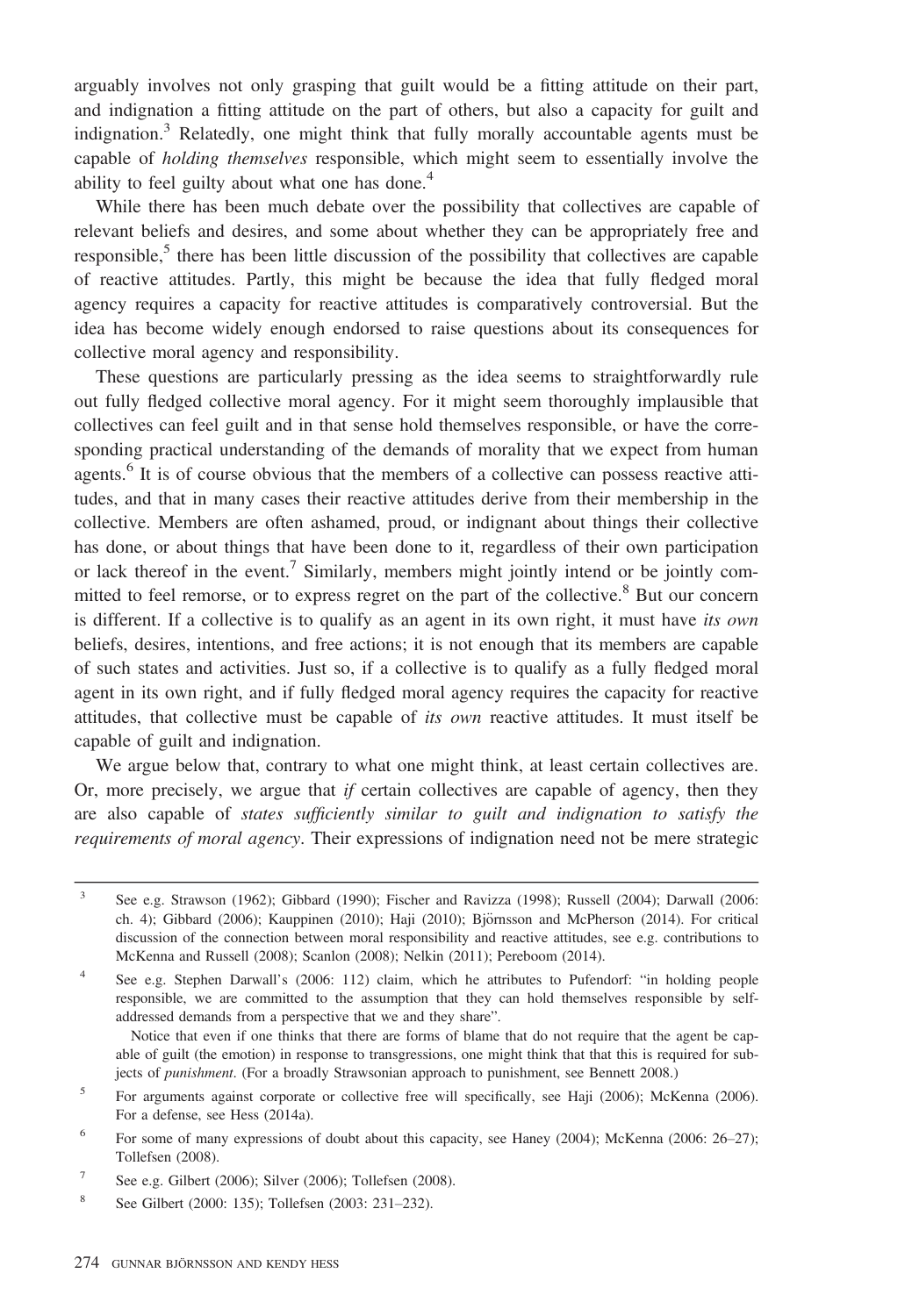arguably involves not only grasping that guilt would be a fitting attitude on their part, and indignation a fitting attitude on the part of others, but also a capacity for guilt and indignation.[3] Relatedly, one might think that fully morally accountable agents must be capable of *holding themselves* responsible, which might seem to essentially involve the ability to feel guilty about what one has done.[4]

While there has been much debate over the possibility that collectives are capable of relevant beliefs and desires, and some about whether they can be appropriately free and responsible,[5] there has been little discussion of the possibility that collectives are capable of reactive attitudes. Partly, this might be because the idea that fully fledged moral agency requires a capacity for reactive attitudes is comparatively controversial. But the idea has become widely enough endorsed to raise questions about its consequences for collective moral agency and responsibility.

These questions are particularly pressing as the idea seems to straightforwardly rule out fully fledged collective moral agency. For it might seem thoroughly implausible that collectives can feel guilt and in that sense hold themselves responsible, or have the corresponding practical understanding of the demands of morality that we expect from human agents.[6] It is of course obvious that the members of a collective can possess reactive attitudes, and that in many cases their reactive attitudes derive from their membership in the collective. Members are often ashamed, proud, or indignant about things their collective has done, or about things that have been done to it, regardless of their own participation or lack thereof in the event.[7] Similarly, members might jointly intend or be jointly committed to feel remorse, or to express regret on the part of the collective.[8] But our concern is different. If a collective is to qualify as an agent in its own right, it must have *its own* beliefs, desires, intentions, and free actions; it is not enough that its members are capable of such states and activities. Just so, if a collective is to qualify as a fully fledged moral agent in its own right, and if fully fledged moral agency requires the capacity for reactive attitudes, that collective must be capable of *its own* reactive attitudes. It must itself be capable of guilt and indignation.

We argue below that, contrary to what one might think, at least certain collectives are. Or, more precisely, we argue that *if* certain collectives are capable of agency, then they are also capable of *states sufficiently similar to guilt and indignation to satisfy the requirements of moral agency*. Their expressions of indignation need not be mere strategic

---

[3] See e.g. Strawson (1962); Gibbard (1990); Fischer and Ravizza (1998); Russell (2004); Darwall (2006: ch. 4); Gibbard (2006); Kauppinen (2010); Haji (2010); Björnsson and McPherson (2014). For critical discussion of the connection between moral responsibility and reactive attitudes, see e.g. contributions to McKenna and Russell (2008); Scanlon (2008); Nelkin (2011); Pereboom (2014).

[4] See e.g. Stephen Darwall's (2006: 112) claim, which he attributes to Pufendorf: "in holding people responsible, we are committed to the assumption that they can hold themselves responsible by self-addressed demands from a perspective that we and they share".

Notice that even if one thinks that there are forms of blame that do not require that the agent be capable of guilt (the emotion) in response to transgressions, one might think that that this is required for subjects of *punishment*. (For a broadly Strawsonian approach to punishment, see Bennett 2008.)

[5] For arguments against corporate or collective free will specifically, see Haji (2006); McKenna (2006). For a defense, see Hess (2014a).

[6] For some of many expressions of doubt about this capacity, see Haney (2004); McKenna (2006: 26–27); Tollefsen (2008).

[7] See e.g. Gilbert (2006); Silver (2006); Tollefsen (2008).

[8] See Gilbert (2000: 135); Tollefsen (2003: 231–232).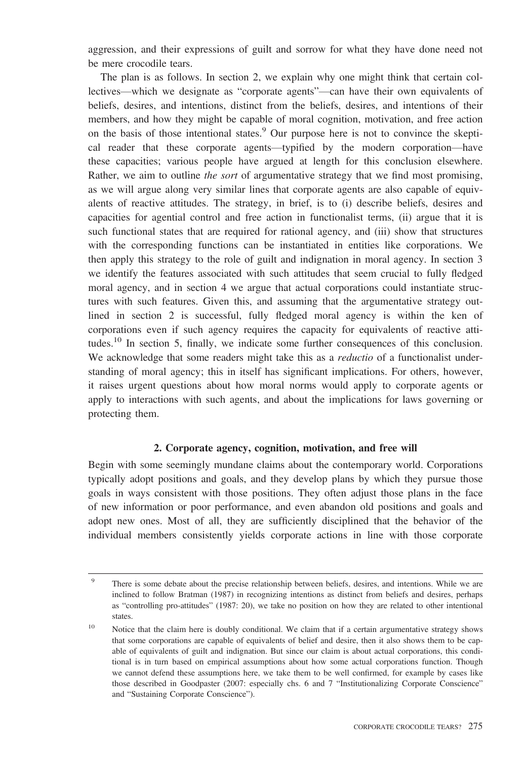aggression, and their expressions of guilt and sorrow for what they have done need not be mere crocodile tears.

The plan is as follows. In section 2, we explain why one might think that certain collectives—which we designate as "corporate agents"—can have their own equivalents of beliefs, desires, and intentions, distinct from the beliefs, desires, and intentions of their members, and how they might be capable of moral cognition, motivation, and free action on the basis of those intentional states.[9] Our purpose here is not to convince the skeptical reader that these corporate agents—typified by the modern corporation—have these capacities; various people have argued at length for this conclusion elsewhere. Rather, we aim to outline *the sort* of argumentative strategy that we find most promising, as we will argue along very similar lines that corporate agents are also capable of equivalents of reactive attitudes. The strategy, in brief, is to (i) describe beliefs, desires and capacities for agential control and free action in functionalist terms, (ii) argue that it is such functional states that are required for rational agency, and (iii) show that structures with the corresponding functions can be instantiated in entities like corporations. We then apply this strategy to the role of guilt and indignation in moral agency. In section 3 we identify the features associated with such attitudes that seem crucial to fully fledged moral agency, and in section 4 we argue that actual corporations could instantiate structures with such features. Given this, and assuming that the argumentative strategy outlined in section 2 is successful, fully fledged moral agency is within the ken of corporations even if such agency requires the capacity for equivalents of reactive attitudes.[10] In section 5, finally, we indicate some further consequences of this conclusion. We acknowledge that some readers might take this as a *reductio* of a functionalist understanding of moral agency; this in itself has significant implications. For others, however, it raises urgent questions about how moral norms would apply to corporate agents or apply to interactions with such agents, and about the implications for laws governing or protecting them.

## 2. Corporate agency, cognition, motivation, and free will

Begin with some seemingly mundane claims about the contemporary world. Corporations typically adopt positions and goals, and they develop plans by which they pursue those goals in ways consistent with those positions. They often adjust those plans in the face of new information or poor performance, and even abandon old positions and goals and adopt new ones. Most of all, they are sufficiently disciplined that the behavior of the individual members consistently yields corporate actions in line with those corporate

---

[9] There is some debate about the precise relationship between beliefs, desires, and intentions. While we are inclined to follow Bratman (1987) in recognizing intentions as distinct from beliefs and desires, perhaps as "controlling pro-attitudes" (1987: 20), we take no position on how they are related to other intentional states.

[10] Notice that the claim here is doubly conditional. We claim that if a certain argumentative strategy shows that some corporations are capable of equivalents of belief and desire, then it also shows them to be capable of equivalents of guilt and indignation. But since our claim is about actual corporations, this conditional is in turn based on empirical assumptions about how some actual corporations function. Though we cannot defend these assumptions here, we take them to be well confirmed, for example by cases like those described in Goodpaster (2007: especially chs. 6 and 7 "Institutionalizing Corporate Conscience" and "Sustaining Corporate Conscience").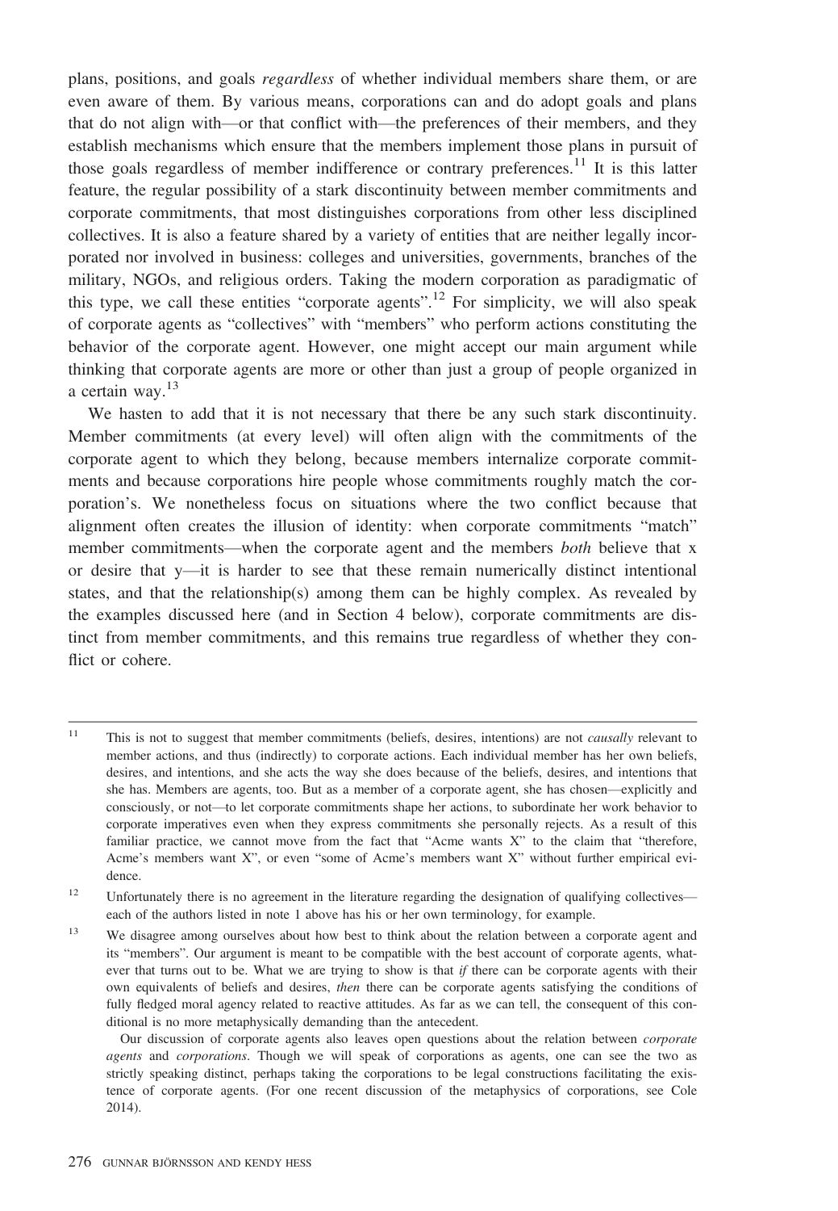plans, positions, and goals *regardless* of whether individual members share them, or are even aware of them. By various means, corporations can and do adopt goals and plans that do not align with—or that conflict with—the preferences of their members, and they establish mechanisms which ensure that the members implement those plans in pursuit of those goals regardless of member indifference or contrary preferences.[11] It is this latter feature, the regular possibility of a stark discontinuity between member commitments and corporate commitments, that most distinguishes corporations from other less disciplined collectives. It is also a feature shared by a variety of entities that are neither legally incorporated nor involved in business: colleges and universities, governments, branches of the military, NGOs, and religious orders. Taking the modern corporation as paradigmatic of this type, we call these entities "corporate agents".[12] For simplicity, we will also speak of corporate agents as "collectives" with "members" who perform actions constituting the behavior of the corporate agent. However, one might accept our main argument while thinking that corporate agents are more or other than just a group of people organized in a certain way.[13]

We hasten to add that it is not necessary that there be any such stark discontinuity. Member commitments (at every level) will often align with the commitments of the corporate agent to which they belong, because members internalize corporate commitments and because corporations hire people whose commitments roughly match the corporation's. We nonetheless focus on situations where the two conflict because that alignment often creates the illusion of identity: when corporate commitments "match" member commitments—when the corporate agent and the members *both* believe that x or desire that y—it is harder to see that these remain numerically distinct intentional states, and that the relationship(s) among them can be highly complex. As revealed by the examples discussed here (and in Section 4 below), corporate commitments are distinct from member commitments, and this remains true regardless of whether they conflict or cohere.

---

[11] This is not to suggest that member commitments (beliefs, desires, intentions) are not *causally* relevant to member actions, and thus (indirectly) to corporate actions. Each individual member has her own beliefs, desires, and intentions, and she acts the way she does because of the beliefs, desires, and intentions that she has. Members are agents, too. But as a member of a corporate agent, she has chosen—explicitly and consciously, or not—to let corporate commitments shape her actions, to subordinate her work behavior to corporate imperatives even when they express commitments she personally rejects. As a result of this familiar practice, we cannot move from the fact that "Acme wants X" to the claim that "therefore, Acme's members want X", or even "some of Acme's members want X" without further empirical evidence.

[12] Unfortunately there is no agreement in the literature regarding the designation of qualifying collectives—each of the authors listed in note 1 above has his or her own terminology, for example.

[13] We disagree among ourselves about how best to think about the relation between a corporate agent and its "members". Our argument is meant to be compatible with the best account of corporate agents, whatever that turns out to be. What we are trying to show is that *if* there can be corporate agents with their own equivalents of beliefs and desires, *then* there can be corporate agents satisfying the conditions of fully fledged moral agency related to reactive attitudes. As far as we can tell, the consequent of this conditional is no more metaphysically demanding than the antecedent.

Our discussion of corporate agents also leaves open questions about the relation between *corporate agents* and *corporations*. Though we will speak of corporations as agents, one can see the two as strictly speaking distinct, perhaps taking the corporations to be legal constructions facilitating the existence of corporate agents. (For one recent discussion of the metaphysics of corporations, see Cole 2014).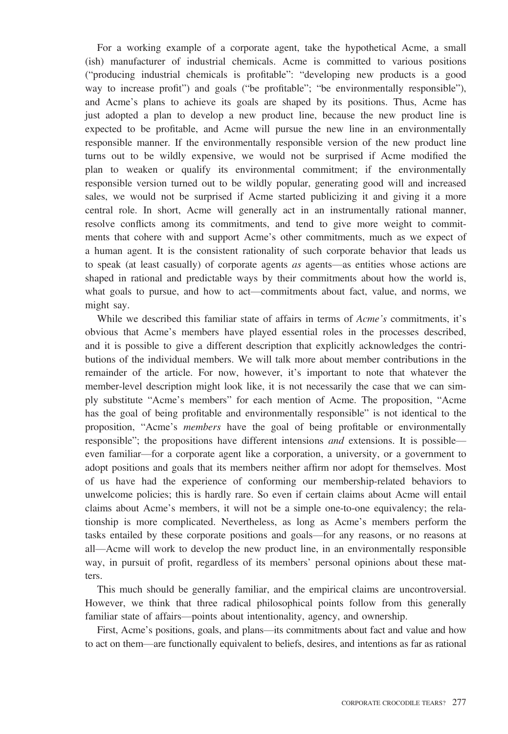For a working example of a corporate agent, take the hypothetical Acme, a small (ish) manufacturer of industrial chemicals. Acme is committed to various positions ("producing industrial chemicals is profitable": "developing new products is a good way to increase profit") and goals ("be profitable"; "be environmentally responsible"), and Acme's plans to achieve its goals are shaped by its positions. Thus, Acme has just adopted a plan to develop a new product line, because the new product line is expected to be profitable, and Acme will pursue the new line in an environmentally responsible manner. If the environmentally responsible version of the new product line turns out to be wildly expensive, we would not be surprised if Acme modified the plan to weaken or qualify its environmental commitment; if the environmentally responsible version turned out to be wildly popular, generating good will and increased sales, we would not be surprised if Acme started publicizing it and giving it a more central role. In short, Acme will generally act in an instrumentally rational manner, resolve conflicts among its commitments, and tend to give more weight to commitments that cohere with and support Acme's other commitments, much as we expect of a human agent. It is the consistent rationality of such corporate behavior that leads us to speak (at least casually) of corporate agents *as* agents—as entities whose actions are shaped in rational and predictable ways by their commitments about how the world is, what goals to pursue, and how to act—commitments about fact, value, and norms, we might say.

While we described this familiar state of affairs in terms of *Acme's* commitments, it's obvious that Acme's members have played essential roles in the processes described, and it is possible to give a different description that explicitly acknowledges the contributions of the individual members. We will talk more about member contributions in the remainder of the article. For now, however, it's important to note that whatever the member-level description might look like, it is not necessarily the case that we can simply substitute "Acme's members" for each mention of Acme. The proposition, "Acme has the goal of being profitable and environmentally responsible" is not identical to the proposition, "Acme's *members* have the goal of being profitable or environmentally responsible"; the propositions have different intensions *and* extensions. It is possible—even familiar—for a corporate agent like a corporation, a university, or a government to adopt positions and goals that its members neither affirm nor adopt for themselves. Most of us have had the experience of conforming our membership-related behaviors to unwelcome policies; this is hardly rare. So even if certain claims about Acme will entail claims about Acme's members, it will not be a simple one-to-one equivalency; the relationship is more complicated. Nevertheless, as long as Acme's members perform the tasks entailed by these corporate positions and goals—for any reasons, or no reasons at all—Acme will work to develop the new product line, in an environmentally responsible way, in pursuit of profit, regardless of its members' personal opinions about these matters.

This much should be generally familiar, and the empirical claims are uncontroversial. However, we think that three radical philosophical points follow from this generally familiar state of affairs—points about intentionality, agency, and ownership.

First, Acme's positions, goals, and plans—its commitments about fact and value and how to act on them—are functionally equivalent to beliefs, desires, and intentions as far as rational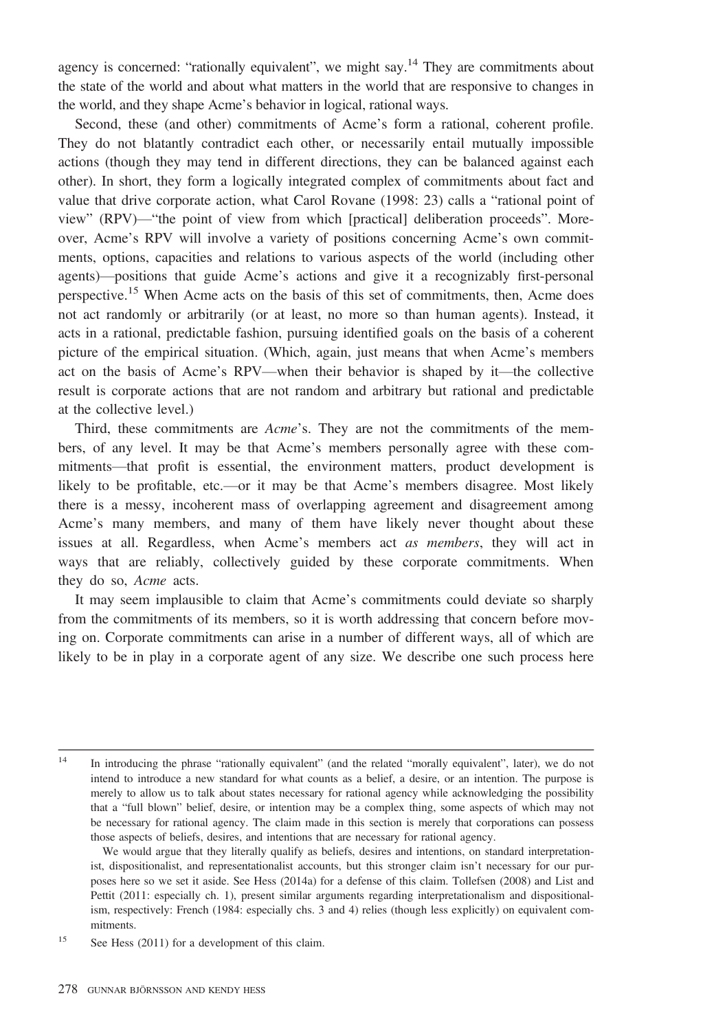agency is concerned: "rationally equivalent", we might say.[14] They are commitments about the state of the world and about what matters in the world that are responsive to changes in the world, and they shape Acme's behavior in logical, rational ways.

Second, these (and other) commitments of Acme's form a rational, coherent profile. They do not blatantly contradict each other, or necessarily entail mutually impossible actions (though they may tend in different directions, they can be balanced against each other). In short, they form a logically integrated complex of commitments about fact and value that drive corporate action, what Carol Rovane (1998: 23) calls a "rational point of view" (RPV)—"the point of view from which [practical] deliberation proceeds". Moreover, Acme's RPV will involve a variety of positions concerning Acme's own commitments, options, capacities and relations to various aspects of the world (including other agents)—positions that guide Acme's actions and give it a recognizably first-personal perspective.[15] When Acme acts on the basis of this set of commitments, then, Acme does not act randomly or arbitrarily (or at least, no more so than human agents). Instead, it acts in a rational, predictable fashion, pursuing identified goals on the basis of a coherent picture of the empirical situation. (Which, again, just means that when Acme's members act on the basis of Acme's RPV—when their behavior is shaped by it—the collective result is corporate actions that are not random and arbitrary but rational and predictable at the collective level.)

Third, these commitments are *Acme*'s. They are not the commitments of the members, of any level. It may be that Acme's members personally agree with these commitments—that profit is essential, the environment matters, product development is likely to be profitable, etc.—or it may be that Acme's members disagree. Most likely there is a messy, incoherent mass of overlapping agreement and disagreement among Acme's many members, and many of them have likely never thought about these issues at all. Regardless, when Acme's members act *as members*, they will act in ways that are reliably, collectively guided by these corporate commitments. When they do so, *Acme* acts.

It may seem implausible to claim that Acme's commitments could deviate so sharply from the commitments of its members, so it is worth addressing that concern before moving on. Corporate commitments can arise in a number of different ways, all of which are likely to be in play in a corporate agent of any size. We describe one such process here

---

[14] In introducing the phrase "rationally equivalent" (and the related "morally equivalent", later), we do not intend to introduce a new standard for what counts as a belief, a desire, or an intention. The purpose is merely to allow us to talk about states necessary for rational agency while acknowledging the possibility that a "full blown" belief, desire, or intention may be a complex thing, some aspects of which may not be necessary for rational agency. The claim made in this section is merely that corporations can possess those aspects of beliefs, desires, and intentions that are necessary for rational agency.

We would argue that they literally qualify as beliefs, desires and intentions, on standard interpretationist, dispositionalist, and representationalist accounts, but this stronger claim isn't necessary for our purposes here so we set it aside. See Hess (2014a) for a defense of this claim. Tollefsen (2008) and List and Pettit (2011: especially ch. 1), present similar arguments regarding interpretationalism and dispositionalism, respectively: French (1984: especially chs. 3 and 4) relies (though less explicitly) on equivalent commitments.

[15] See Hess (2011) for a development of this claim.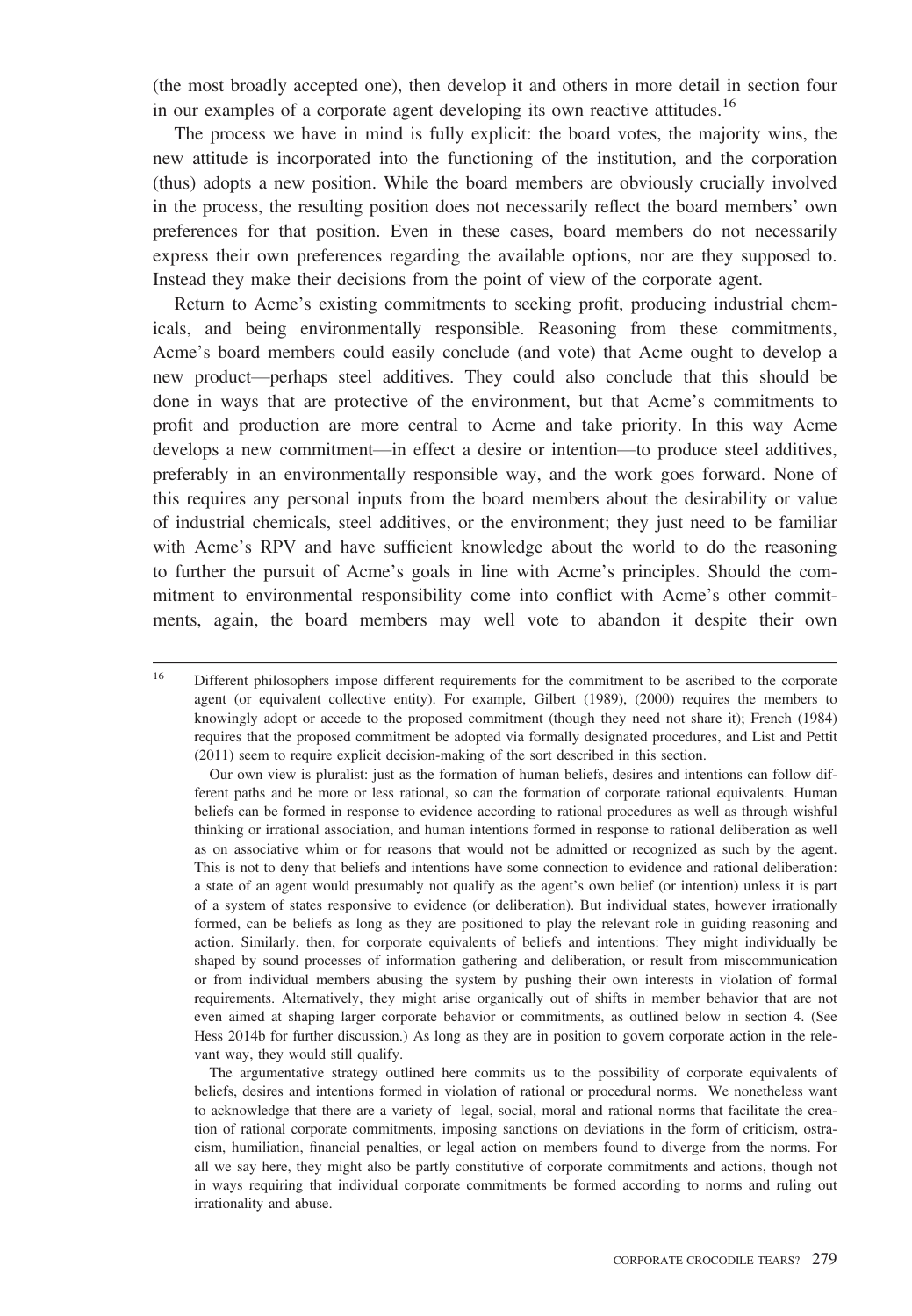(the most broadly accepted one), then develop it and others in more detail in section four in our examples of a corporate agent developing its own reactive attitudes.[16]

The process we have in mind is fully explicit: the board votes, the majority wins, the new attitude is incorporated into the functioning of the institution, and the corporation (thus) adopts a new position. While the board members are obviously crucially involved in the process, the resulting position does not necessarily reflect the board members' own preferences for that position. Even in these cases, board members do not necessarily express their own preferences regarding the available options, nor are they supposed to. Instead they make their decisions from the point of view of the corporate agent.

Return to Acme's existing commitments to seeking profit, producing industrial chemicals, and being environmentally responsible. Reasoning from these commitments, Acme's board members could easily conclude (and vote) that Acme ought to develop a new product—perhaps steel additives. They could also conclude that this should be done in ways that are protective of the environment, but that Acme's commitments to profit and production are more central to Acme and take priority. In this way Acme develops a new commitment—in effect a desire or intention—to produce steel additives, preferably in an environmentally responsible way, and the work goes forward. None of this requires any personal inputs from the board members about the desirability or value of industrial chemicals, steel additives, or the environment; they just need to be familiar with Acme's RPV and have sufficient knowledge about the world to do the reasoning to further the pursuit of Acme's goals in line with Acme's principles. Should the commitment to environmental responsibility come into conflict with Acme's other commitments, again, the board members may well vote to abandon it despite their own

---

[16] Different philosophers impose different requirements for the commitment to be ascribed to the corporate agent (or equivalent collective entity). For example, Gilbert (1989), (2000) requires the members to knowingly adopt or accede to the proposed commitment (though they need not share it); French (1984) requires that the proposed commitment be adopted via formally designated procedures, and List and Pettit (2011) seem to require explicit decision-making of the sort described in this section.

Our own view is pluralist: just as the formation of human beliefs, desires and intentions can follow different paths and be more or less rational, so can the formation of corporate rational equivalents. Human beliefs can be formed in response to evidence according to rational procedures as well as through wishful thinking or irrational association, and human intentions formed in response to rational deliberation as well as on associative whim or for reasons that would not be admitted or recognized as such by the agent. This is not to deny that beliefs and intentions have some connection to evidence and rational deliberation: a state of an agent would presumably not qualify as the agent's own belief (or intention) unless it is part of a system of states responsive to evidence (or deliberation). But individual states, however irrationally formed, can be beliefs as long as they are positioned to play the relevant role in guiding reasoning and action. Similarly, then, for corporate equivalents of beliefs and intentions: They might individually be shaped by sound processes of information gathering and deliberation, or result from miscommunication or from individual members abusing the system by pushing their own interests in violation of formal requirements. Alternatively, they might arise organically out of shifts in member behavior that are not even aimed at shaping larger corporate behavior or commitments, as outlined below in section 4. (See Hess 2014b for further discussion.) As long as they are in position to govern corporate action in the relevant way, they would still qualify.

The argumentative strategy outlined here commits us to the possibility of corporate equivalents of beliefs, desires and intentions formed in violation of rational or procedural norms. We nonetheless want to acknowledge that there are a variety of legal, social, moral and rational norms that facilitate the creation of rational corporate commitments, imposing sanctions on deviations in the form of criticism, ostracism, humiliation, financial penalties, or legal action on members found to diverge from the norms. For all we say here, they might also be partly constitutive of corporate commitments and actions, though not in ways requiring that individual corporate commitments be formed according to norms and ruling out irrationality and abuse.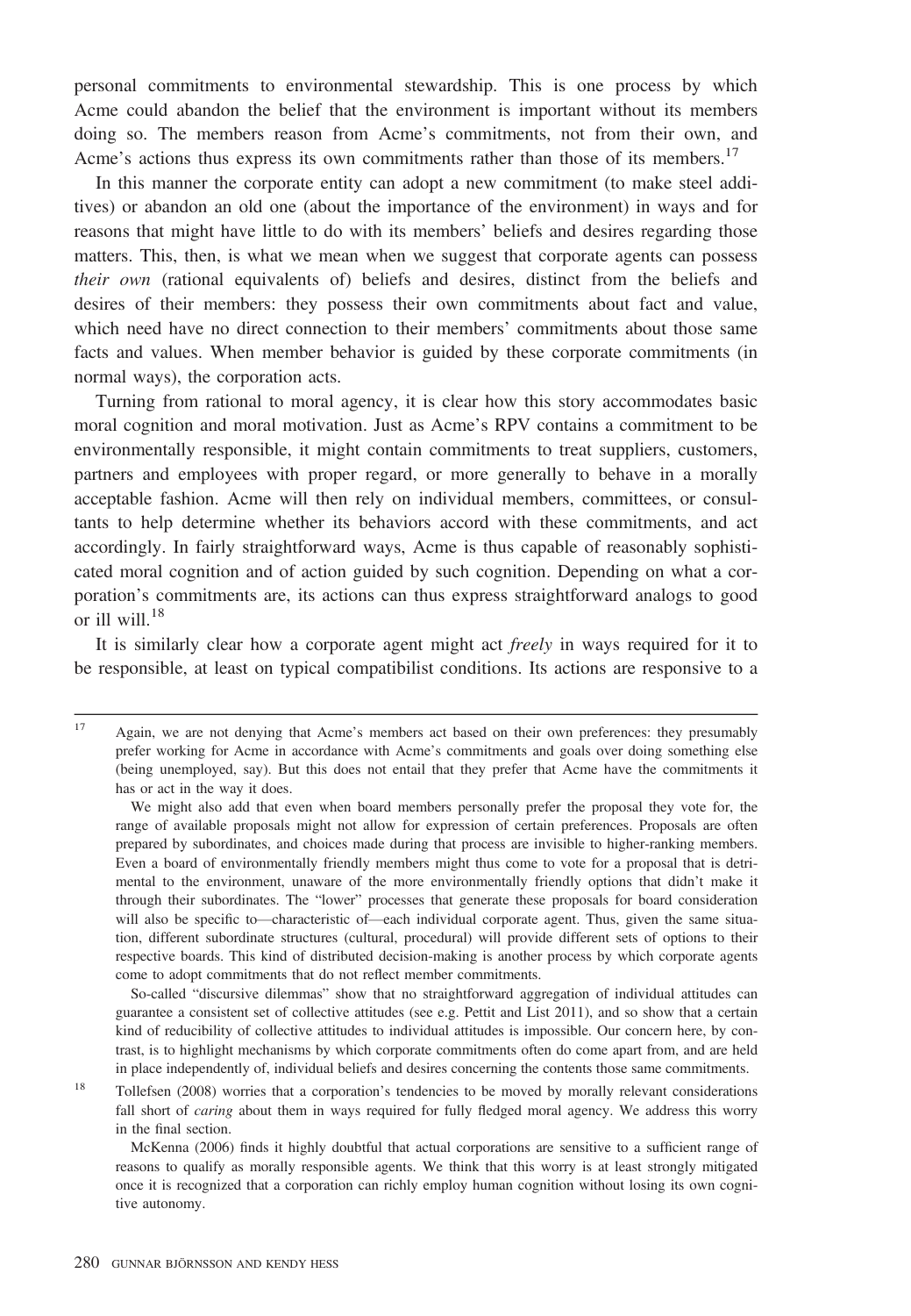personal commitments to environmental stewardship. This is one process by which Acme could abandon the belief that the environment is important without its members doing so. The members reason from Acme's commitments, not from their own, and Acme's actions thus express its own commitments rather than those of its members.[17]

In this manner the corporate entity can adopt a new commitment (to make steel additives) or abandon an old one (about the importance of the environment) in ways and for reasons that might have little to do with its members' beliefs and desires regarding those matters. This, then, is what we mean when we suggest that corporate agents can possess *their own* (rational equivalents of) beliefs and desires, distinct from the beliefs and desires of their members: they possess their own commitments about fact and value, which need have no direct connection to their members' commitments about those same facts and values. When member behavior is guided by these corporate commitments (in normal ways), the corporation acts.

Turning from rational to moral agency, it is clear how this story accommodates basic moral cognition and moral motivation. Just as Acme's RPV contains a commitment to be environmentally responsible, it might contain commitments to treat suppliers, customers, partners and employees with proper regard, or more generally to behave in a morally acceptable fashion. Acme will then rely on individual members, committees, or consultants to help determine whether its behaviors accord with these commitments, and act accordingly. In fairly straightforward ways, Acme is thus capable of reasonably sophisticated moral cognition and of action guided by such cognition. Depending on what a corporation's commitments are, its actions can thus express straightforward analogs to good or ill will.[18]

It is similarly clear how a corporate agent might act *freely* in ways required for it to be responsible, at least on typical compatibilist conditions. Its actions are responsive to a

---

[17] Again, we are not denying that Acme's members act based on their own preferences: they presumably prefer working for Acme in accordance with Acme's commitments and goals over doing something else (being unemployed, say). But this does not entail that they prefer that Acme have the commitments it has or act in the way it does.

We might also add that even when board members personally prefer the proposal they vote for, the range of available proposals might not allow for expression of certain preferences. Proposals are often prepared by subordinates, and choices made during that process are invisible to higher-ranking members. Even a board of environmentally friendly members might thus come to vote for a proposal that is detrimental to the environment, unaware of the more environmentally friendly options that didn't make it through their subordinates. The "lower" processes that generate these proposals for board consideration will also be specific to—characteristic of—each individual corporate agent. Thus, given the same situation, different subordinate structures (cultural, procedural) will provide different sets of options to their respective boards. This kind of distributed decision-making is another process by which corporate agents come to adopt commitments that do not reflect member commitments.

So-called "discursive dilemmas" show that no straightforward aggregation of individual attitudes can guarantee a consistent set of collective attitudes (see e.g. Pettit and List 2011), and so show that a certain kind of reducibility of collective attitudes to individual attitudes is impossible. Our concern here, by contrast, is to highlight mechanisms by which corporate commitments often do come apart from, and are held in place independently of, individual beliefs and desires concerning the contents those same commitments.

[18] Tollefsen (2008) worries that a corporation's tendencies to be moved by morally relevant considerations fall short of *caring* about them in ways required for fully fledged moral agency. We address this worry in the final section.

McKenna (2006) finds it highly doubtful that actual corporations are sensitive to a sufficient range of reasons to qualify as morally responsible agents. We think that this worry is at least strongly mitigated once it is recognized that a corporation can richly employ human cognition without losing its own cognitive autonomy.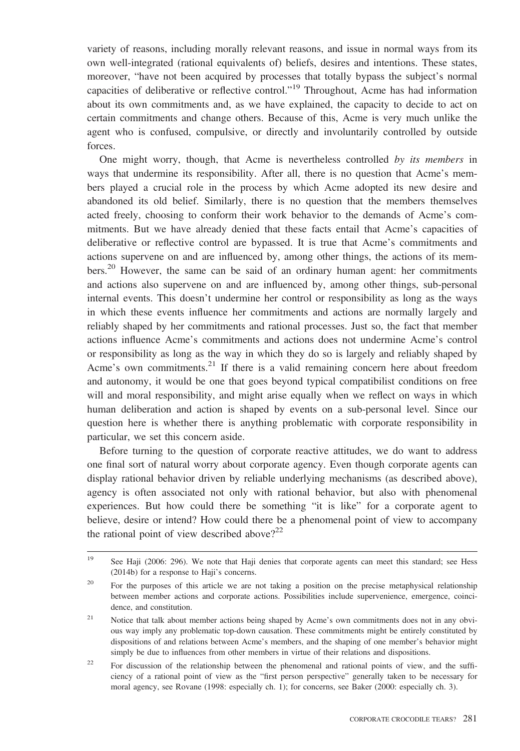variety of reasons, including morally relevant reasons, and issue in normal ways from its own well-integrated (rational equivalents of) beliefs, desires and intentions. These states, moreover, "have not been acquired by processes that totally bypass the subject's normal capacities of deliberative or reflective control."[19] Throughout, Acme has had information about its own commitments and, as we have explained, the capacity to decide to act on certain commitments and change others. Because of this, Acme is very much unlike the agent who is confused, compulsive, or directly and involuntarily controlled by outside forces.

One might worry, though, that Acme is nevertheless controlled *by its members* in ways that undermine its responsibility. After all, there is no question that Acme's members played a crucial role in the process by which Acme adopted its new desire and abandoned its old belief. Similarly, there is no question that the members themselves acted freely, choosing to conform their work behavior to the demands of Acme's commitments. But we have already denied that these facts entail that Acme's capacities of deliberative or reflective control are bypassed. It is true that Acme's commitments and actions supervene on and are influenced by, among other things, the actions of its members.[20] However, the same can be said of an ordinary human agent: her commitments and actions also supervene on and are influenced by, among other things, sub-personal internal events. This doesn't undermine her control or responsibility as long as the ways in which these events influence her commitments and actions are normally largely and reliably shaped by her commitments and rational processes. Just so, the fact that member actions influence Acme's commitments and actions does not undermine Acme's control or responsibility as long as the way in which they do so is largely and reliably shaped by Acme's own commitments.[21] If there is a valid remaining concern here about freedom and autonomy, it would be one that goes beyond typical compatibilist conditions on free will and moral responsibility, and might arise equally when we reflect on ways in which human deliberation and action is shaped by events on a sub-personal level. Since our question here is whether there is anything problematic with corporate responsibility in particular, we set this concern aside.

Before turning to the question of corporate reactive attitudes, we do want to address one final sort of natural worry about corporate agency. Even though corporate agents can display rational behavior driven by reliable underlying mechanisms (as described above), agency is often associated not only with rational behavior, but also with phenomenal experiences. But how could there be something "it is like" for a corporate agent to believe, desire or intend? How could there be a phenomenal point of view to accompany the rational point of view described above?[22]

---

[19] See Haji (2006: 296). We note that Haji denies that corporate agents can meet this standard; see Hess (2014b) for a response to Haji's concerns.

[20] For the purposes of this article we are not taking a position on the precise metaphysical relationship between member actions and corporate actions. Possibilities include supervenience, emergence, coincidence, and constitution.

[21] Notice that talk about member actions being shaped by Acme's own commitments does not in any obvious way imply any problematic top-down causation. These commitments might be entirely constituted by dispositions of and relations between Acme's members, and the shaping of one member's behavior might simply be due to influences from other members in virtue of their relations and dispositions.

[22] For discussion of the relationship between the phenomenal and rational points of view, and the sufficiency of a rational point of view as the "first person perspective" generally taken to be necessary for moral agency, see Rovane (1998: especially ch. 1); for concerns, see Baker (2000: especially ch. 3).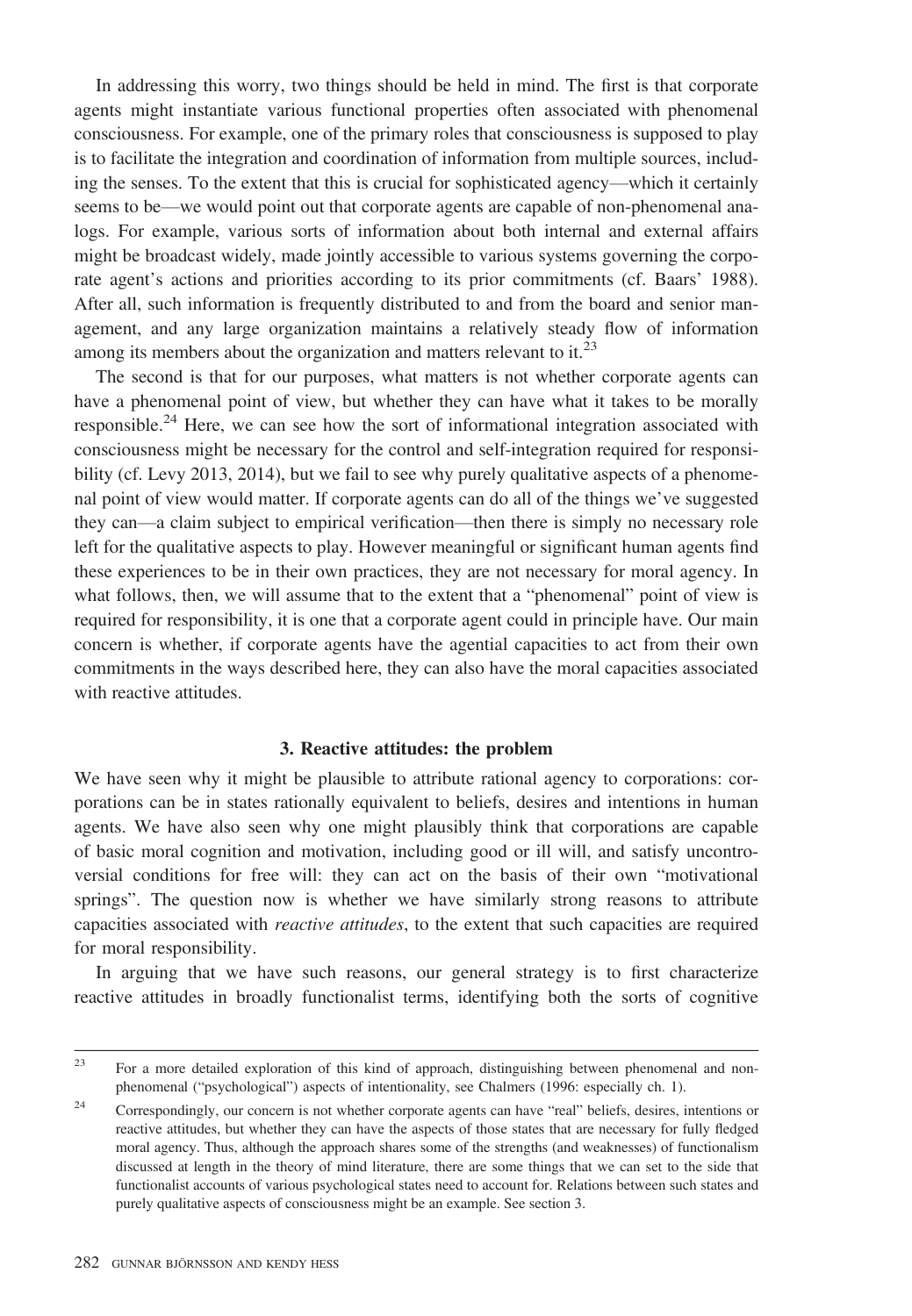In addressing this worry, two things should be held in mind. The first is that corporate agents might instantiate various functional properties often associated with phenomenal consciousness. For example, one of the primary roles that consciousness is supposed to play is to facilitate the integration and coordination of information from multiple sources, including the senses. To the extent that this is crucial for sophisticated agency—which it certainly seems to be—we would point out that corporate agents are capable of non-phenomenal analogs. For example, various sorts of information about both internal and external affairs might be broadcast widely, made jointly accessible to various systems governing the corporate agent's actions and priorities according to its prior commitments (cf. Baars' 1988). After all, such information is frequently distributed to and from the board and senior management, and any large organization maintains a relatively steady flow of information among its members about the organization and matters relevant to it.[23]

The second is that for our purposes, what matters is not whether corporate agents can have a phenomenal point of view, but whether they can have what it takes to be morally responsible.[24] Here, we can see how the sort of informational integration associated with consciousness might be necessary for the control and self-integration required for responsibility (cf. Levy 2013, 2014), but we fail to see why purely qualitative aspects of a phenomenal point of view would matter. If corporate agents can do all of the things we've suggested they can—a claim subject to empirical verification—then there is simply no necessary role left for the qualitative aspects to play. However meaningful or significant human agents find these experiences to be in their own practices, they are not necessary for moral agency. In what follows, then, we will assume that to the extent that a "phenomenal" point of view is required for responsibility, it is one that a corporate agent could in principle have. Our main concern is whether, if corporate agents have the agential capacities to act from their own commitments in the ways described here, they can also have the moral capacities associated with reactive attitudes.

## 3. Reactive attitudes: the problem

We have seen why it might be plausible to attribute rational agency to corporations: corporations can be in states rationally equivalent to beliefs, desires and intentions in human agents. We have also seen why one might plausibly think that corporations are capable of basic moral cognition and motivation, including good or ill will, and satisfy uncontroversial conditions for free will: they can act on the basis of their own "motivational springs". The question now is whether we have similarly strong reasons to attribute capacities associated with *reactive attitudes*, to the extent that such capacities are required for moral responsibility.

In arguing that we have such reasons, our general strategy is to first characterize reactive attitudes in broadly functionalist terms, identifying both the sorts of cognitive

---

[23] For a more detailed exploration of this kind of approach, distinguishing between phenomenal and non-phenomenal ("psychological") aspects of intentionality, see Chalmers (1996: especially ch. 1).

[24] Correspondingly, our concern is not whether corporate agents can have "real" beliefs, desires, intentions or reactive attitudes, but whether they can have the aspects of those states that are necessary for fully fledged moral agency. Thus, although the approach shares some of the strengths (and weaknesses) of functionalism discussed at length in the theory of mind literature, there are some things that we can set to the side that functionalist accounts of various psychological states need to account for. Relations between such states and purely qualitative aspects of consciousness might be an example. See section 3.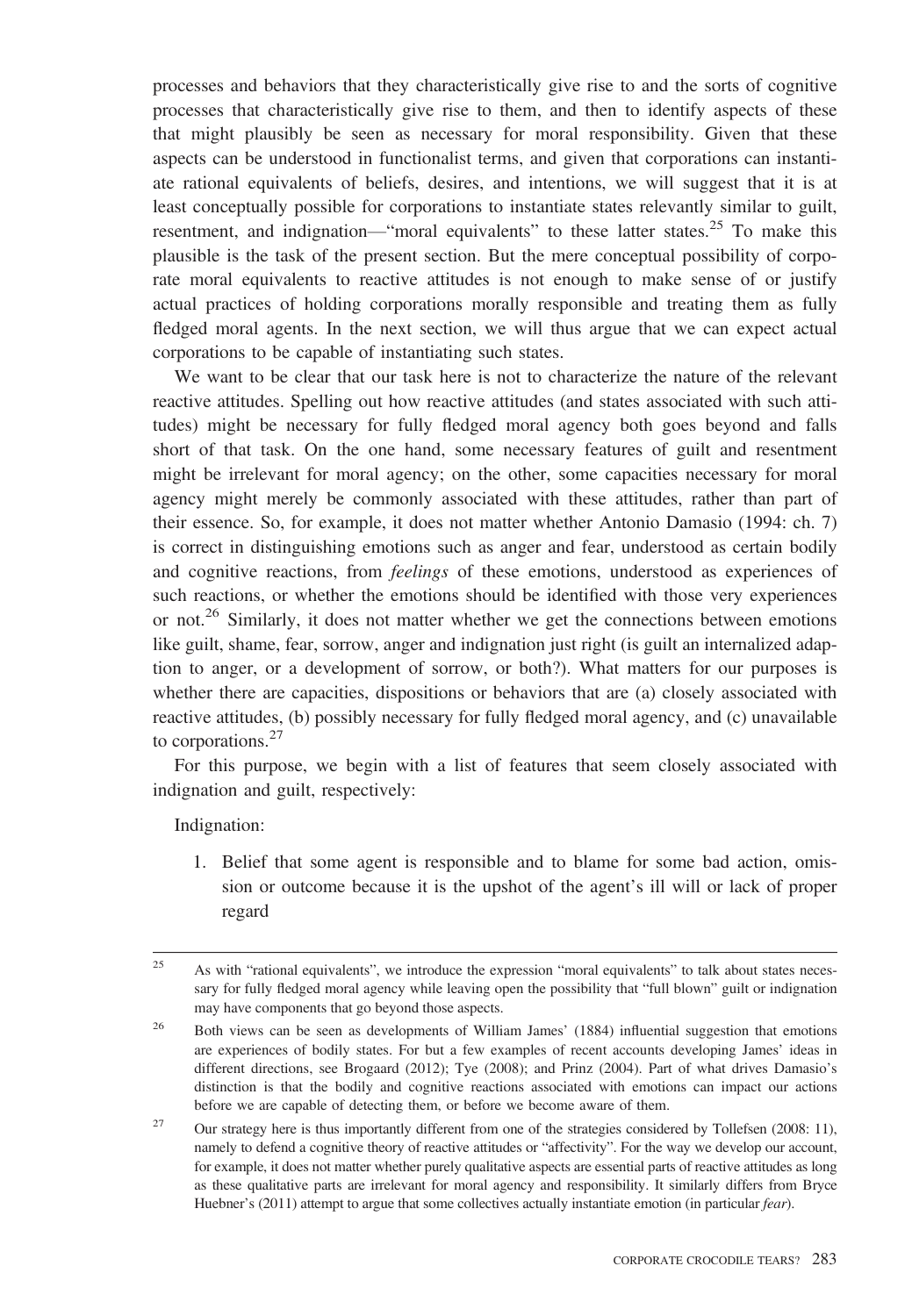processes and behaviors that they characteristically give rise to and the sorts of cognitive processes that characteristically give rise to them, and then to identify aspects of these that might plausibly be seen as necessary for moral responsibility. Given that these aspects can be understood in functionalist terms, and given that corporations can instantiate rational equivalents of beliefs, desires, and intentions, we will suggest that it is at least conceptually possible for corporations to instantiate states relevantly similar to guilt, resentment, and indignation—"moral equivalents" to these latter states.[25] To make this plausible is the task of the present section. But the mere conceptual possibility of corporate moral equivalents to reactive attitudes is not enough to make sense of or justify actual practices of holding corporations morally responsible and treating them as fully fledged moral agents. In the next section, we will thus argue that we can expect actual corporations to be capable of instantiating such states.

We want to be clear that our task here is not to characterize the nature of the relevant reactive attitudes. Spelling out how reactive attitudes (and states associated with such attitudes) might be necessary for fully fledged moral agency both goes beyond and falls short of that task. On the one hand, some necessary features of guilt and resentment might be irrelevant for moral agency; on the other, some capacities necessary for moral agency might merely be commonly associated with these attitudes, rather than part of their essence. So, for example, it does not matter whether Antonio Damasio (1994: ch. 7) is correct in distinguishing emotions such as anger and fear, understood as certain bodily and cognitive reactions, from *feelings* of these emotions, understood as experiences of such reactions, or whether the emotions should be identified with those very experiences or not.[26] Similarly, it does not matter whether we get the connections between emotions like guilt, shame, fear, sorrow, anger and indignation just right (is guilt an internalized adaption to anger, or a development of sorrow, or both?). What matters for our purposes is whether there are capacities, dispositions or behaviors that are (a) closely associated with reactive attitudes, (b) possibly necessary for fully fledged moral agency, and (c) unavailable to corporations.[27]

For this purpose, we begin with a list of features that seem closely associated with indignation and guilt, respectively:

Indignation:

1. Belief that some agent is responsible and to blame for some bad action, omission or outcome because it is the upshot of the agent's ill will or lack of proper regard

---

[25] As with "rational equivalents", we introduce the expression "moral equivalents" to talk about states necessary for fully fledged moral agency while leaving open the possibility that "full blown" guilt or indignation may have components that go beyond those aspects.

[26] Both views can be seen as developments of William James' (1884) influential suggestion that emotions are experiences of bodily states. For but a few examples of recent accounts developing James' ideas in different directions, see Brogaard (2012); Tye (2008); and Prinz (2004). Part of what drives Damasio's distinction is that the bodily and cognitive reactions associated with emotions can impact our actions before we are capable of detecting them, or before we become aware of them.

[27] Our strategy here is thus importantly different from one of the strategies considered by Tollefsen (2008: 11), namely to defend a cognitive theory of reactive attitudes or "affectivity". For the way we develop our account, for example, it does not matter whether purely qualitative aspects are essential parts of reactive attitudes as long as these qualitative parts are irrelevant for moral agency and responsibility. It similarly differs from Bryce Huebner's (2011) attempt to argue that some collectives actually instantiate emotion (in particular *fear*).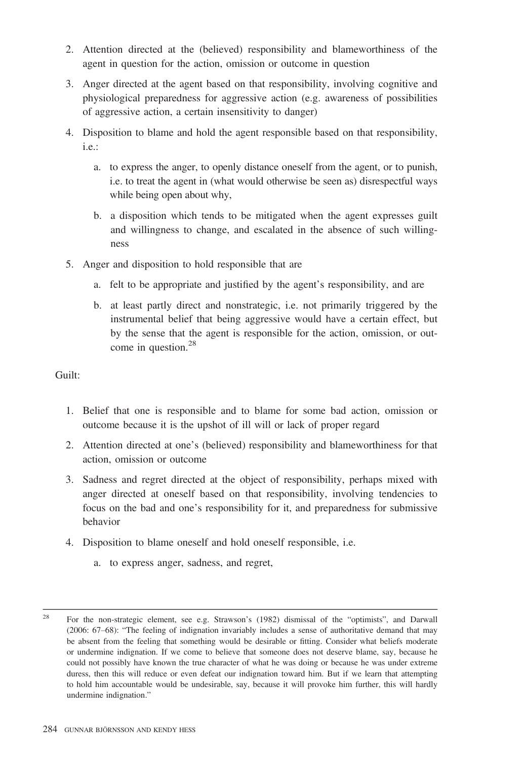2. Attention directed at the (believed) responsibility and blameworthiness of the agent in question for the action, omission or outcome in question
3. Anger directed at the agent based on that responsibility, involving cognitive and physiological preparedness for aggressive action (e.g. awareness of possibilities of aggressive action, a certain insensitivity to danger)
4. Disposition to blame and hold the agent responsible based on that responsibility, i.e.:
   a. to express the anger, to openly distance oneself from the agent, or to punish, i.e. to treat the agent in (what would otherwise be seen as) disrespectful ways while being open about why,
   b. a disposition which tends to be mitigated when the agent expresses guilt and willingness to change, and escalated in the absence of such willingness
5. Anger and disposition to hold responsible that are
   a. felt to be appropriate and justified by the agent's responsibility, and are
   b. at least partly direct and nonstrategic, i.e. not primarily triggered by the instrumental belief that being aggressive would have a certain effect, but by the sense that the agent is responsible for the action, omission, or outcome in question.[28]

Guilt:

1. Belief that one is responsible and to blame for some bad action, omission or outcome because it is the upshot of ill will or lack of proper regard
2. Attention directed at one's (believed) responsibility and blameworthiness for that action, omission or outcome
3. Sadness and regret directed at the object of responsibility, perhaps mixed with anger directed at oneself based on that responsibility, involving tendencies to focus on the bad and one's responsibility for it, and preparedness for submissive behavior
4. Disposition to blame oneself and hold oneself responsible, i.e.
   a. to express anger, sadness, and regret,

[28] For the non-strategic element, see e.g. Strawson's (1982) dismissal of the "optimists", and Darwall (2006: 67–68): "The feeling of indignation invariably includes a sense of authoritative demand that may be absent from the feeling that something would be desirable or fitting. Consider what beliefs moderate or undermine indignation. If we come to believe that someone does not deserve blame, say, because he could not possibly have known the true character of what he was doing or because he was under extreme duress, then this will reduce or even defeat our indignation toward him. But if we learn that attempting to hold him accountable would be undesirable, say, because it will provoke him further, this will hardly undermine indignation."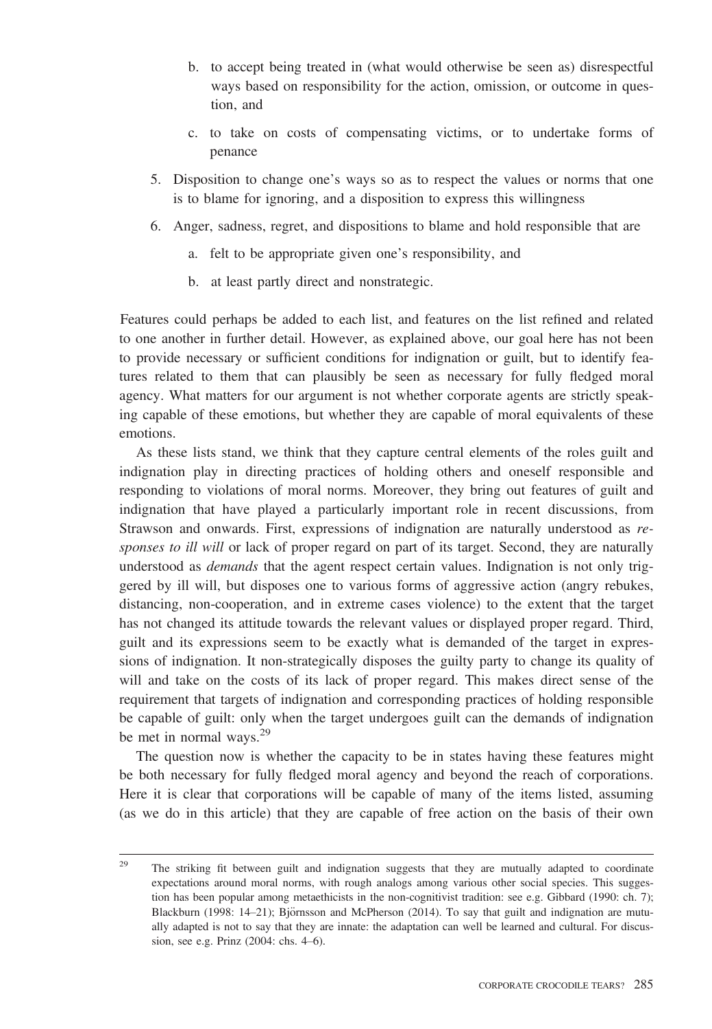b. to accept being treated in (what would otherwise be seen as) disrespectful ways based on responsibility for the action, omission, or outcome in question, and

   c. to take on costs of compensating victims, or to undertake forms of penance

5. Disposition to change one's ways so as to respect the values or norms that one is to blame for ignoring, and a disposition to express this willingness

6. Anger, sadness, regret, and dispositions to blame and hold responsible that are

   a. felt to be appropriate given one's responsibility, and

   b. at least partly direct and nonstrategic.

Features could perhaps be added to each list, and features on the list refined and related to one another in further detail. However, as explained above, our goal here has not been to provide necessary or sufficient conditions for indignation or guilt, but to identify features related to them that can plausibly be seen as necessary for fully fledged moral agency. What matters for our argument is not whether corporate agents are strictly speaking capable of these emotions, but whether they are capable of moral equivalents of these emotions.

As these lists stand, we think that they capture central elements of the roles guilt and indignation play in directing practices of holding others and oneself responsible and responding to violations of moral norms. Moreover, they bring out features of guilt and indignation that have played a particularly important role in recent discussions, from Strawson and onwards. First, expressions of indignation are naturally understood as *responses to ill will* or lack of proper regard on part of its target. Second, they are naturally understood as *demands* that the agent respect certain values. Indignation is not only triggered by ill will, but disposes one to various forms of aggressive action (angry rebukes, distancing, non-cooperation, and in extreme cases violence) to the extent that the target has not changed its attitude towards the relevant values or displayed proper regard. Third, guilt and its expressions seem to be exactly what is demanded of the target in expressions of indignation. It non-strategically disposes the guilty party to change its quality of will and take on the costs of its lack of proper regard. This makes direct sense of the requirement that targets of indignation and corresponding practices of holding responsible be capable of guilt: only when the target undergoes guilt can the demands of indignation be met in normal ways.[29]

The question now is whether the capacity to be in states having these features might be both necessary for fully fledged moral agency and beyond the reach of corporations. Here it is clear that corporations will be capable of many of the items listed, assuming (as we do in this article) that they are capable of free action on the basis of their own

---

[29] The striking fit between guilt and indignation suggests that they are mutually adapted to coordinate expectations around moral norms, with rough analogs among various other social species. This suggestion has been popular among metaethicists in the non-cognitivist tradition: see e.g. Gibbard (1990: ch. 7); Blackburn (1998: 14–21); Björnsson and McPherson (2014). To say that guilt and indignation are mutually adapted is not to say that they are innate: the adaptation can well be learned and cultural. For discussion, see e.g. Prinz (2004: chs. 4–6).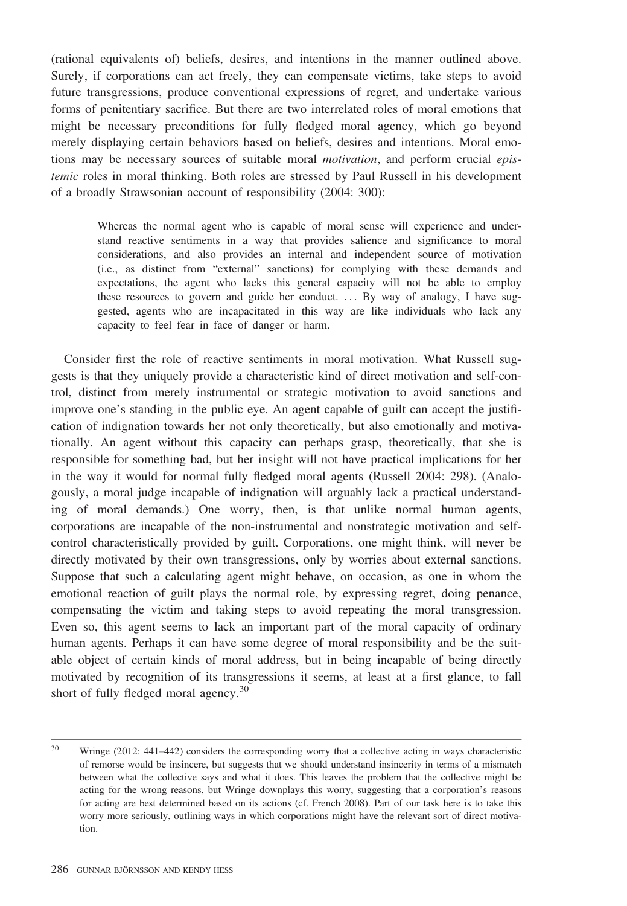(rational equivalents of) beliefs, desires, and intentions in the manner outlined above. Surely, if corporations can act freely, they can compensate victims, take steps to avoid future transgressions, produce conventional expressions of regret, and undertake various forms of penitentiary sacrifice. But there are two interrelated roles of moral emotions that might be necessary preconditions for fully fledged moral agency, which go beyond merely displaying certain behaviors based on beliefs, desires and intentions. Moral emotions may be necessary sources of suitable moral *motivation*, and perform crucial *epistemic* roles in moral thinking. Both roles are stressed by Paul Russell in his development of a broadly Strawsonian account of responsibility (2004: 300):

> Whereas the normal agent who is capable of moral sense will experience and understand reactive sentiments in a way that provides salience and significance to moral considerations, and also provides an internal and independent source of motivation (i.e., as distinct from "external" sanctions) for complying with these demands and expectations, the agent who lacks this general capacity will not be able to employ these resources to govern and guide her conduct. ... By way of analogy, I have suggested, agents who are incapacitated in this way are like individuals who lack any capacity to feel fear in face of danger or harm.

Consider first the role of reactive sentiments in moral motivation. What Russell suggests is that they uniquely provide a characteristic kind of direct motivation and self-control, distinct from merely instrumental or strategic motivation to avoid sanctions and improve one's standing in the public eye. An agent capable of guilt can accept the justification of indignation towards her not only theoretically, but also emotionally and motivationally. An agent without this capacity can perhaps grasp, theoretically, that she is responsible for something bad, but her insight will not have practical implications for her in the way it would for normal fully fledged moral agents (Russell 2004: 298). (Analogously, a moral judge incapable of indignation will arguably lack a practical understanding of moral demands.) One worry, then, is that unlike normal human agents, corporations are incapable of the non-instrumental and nonstrategic motivation and self-control characteristically provided by guilt. Corporations, one might think, will never be directly motivated by their own transgressions, only by worries about external sanctions. Suppose that such a calculating agent might behave, on occasion, as one in whom the emotional reaction of guilt plays the normal role, by expressing regret, doing penance, compensating the victim and taking steps to avoid repeating the moral transgression. Even so, this agent seems to lack an important part of the moral capacity of ordinary human agents. Perhaps it can have some degree of moral responsibility and be the suitable object of certain kinds of moral address, but in being incapable of being directly motivated by recognition of its transgressions it seems, at least at a first glance, to fall short of fully fledged moral agency.[30]

---

[30] Wringe (2012: 441–442) considers the corresponding worry that a collective acting in ways characteristic of remorse would be insincere, but suggests that we should understand insincerity in terms of a mismatch between what the collective says and what it does. This leaves the problem that the collective might be acting for the wrong reasons, but Wringe downplays this worry, suggesting that a corporation's reasons for acting are best determined based on its actions (cf. French 2008). Part of our task here is to take this worry more seriously, outlining ways in which corporations might have the relevant sort of direct motivation.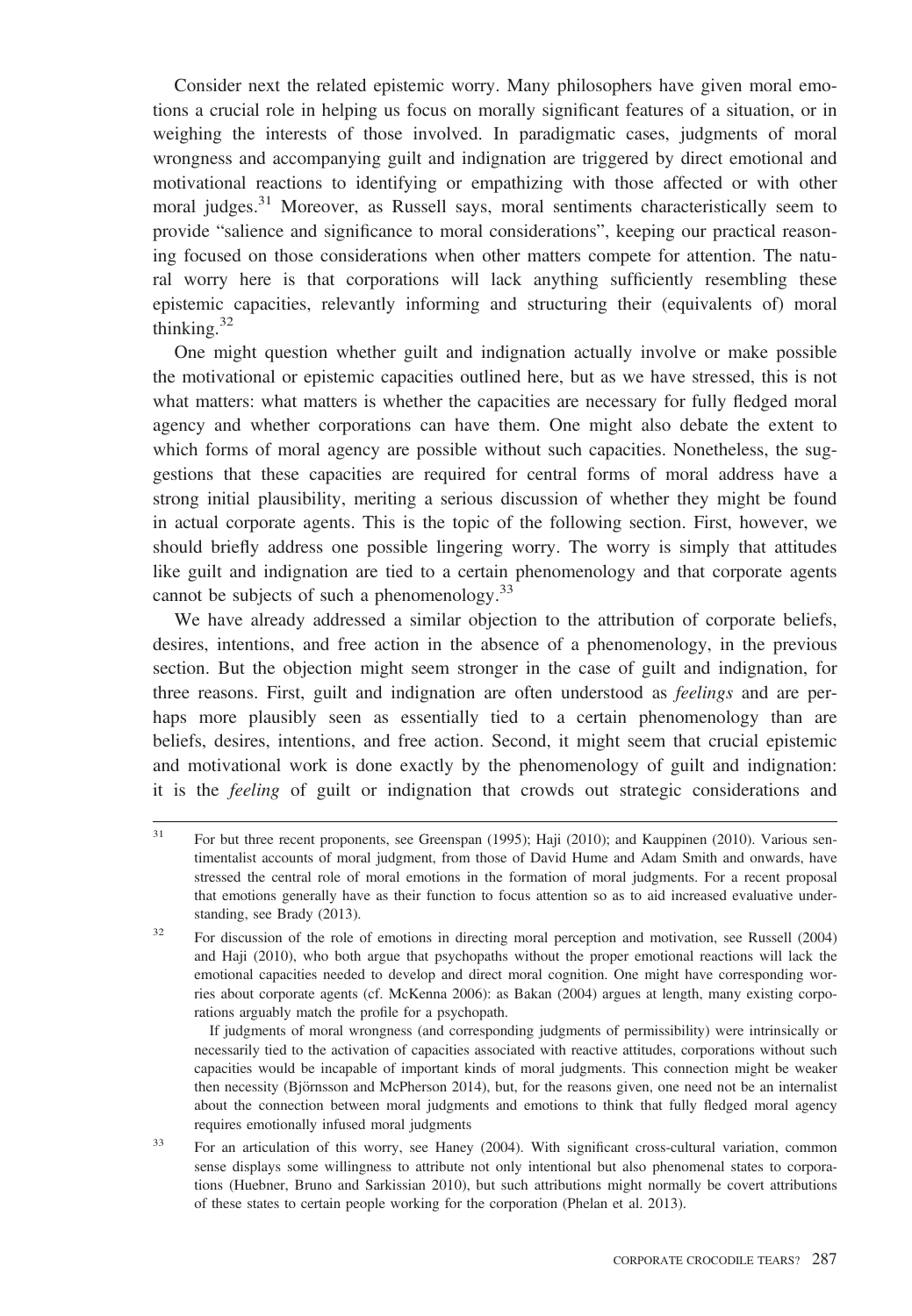Consider next the related epistemic worry. Many philosophers have given moral emotions a crucial role in helping us focus on morally significant features of a situation, or in weighing the interests of those involved. In paradigmatic cases, judgments of moral wrongness and accompanying guilt and indignation are triggered by direct emotional and motivational reactions to identifying or empathizing with those affected or with other moral judges.[31] Moreover, as Russell says, moral sentiments characteristically seem to provide "salience and significance to moral considerations", keeping our practical reasoning focused on those considerations when other matters compete for attention. The natural worry here is that corporations will lack anything sufficiently resembling these epistemic capacities, relevantly informing and structuring their (equivalents of) moral thinking.[32]

One might question whether guilt and indignation actually involve or make possible the motivational or epistemic capacities outlined here, but as we have stressed, this is not what matters: what matters is whether the capacities are necessary for fully fledged moral agency and whether corporations can have them. One might also debate the extent to which forms of moral agency are possible without such capacities. Nonetheless, the suggestions that these capacities are required for central forms of moral address have a strong initial plausibility, meriting a serious discussion of whether they might be found in actual corporate agents. This is the topic of the following section. First, however, we should briefly address one possible lingering worry. The worry is simply that attitudes like guilt and indignation are tied to a certain phenomenology and that corporate agents cannot be subjects of such a phenomenology.[33]

We have already addressed a similar objection to the attribution of corporate beliefs, desires, intentions, and free action in the absence of a phenomenology, in the previous section. But the objection might seem stronger in the case of guilt and indignation, for three reasons. First, guilt and indignation are often understood as *feelings* and are perhaps more plausibly seen as essentially tied to a certain phenomenology than are beliefs, desires, intentions, and free action. Second, it might seem that crucial epistemic and motivational work is done exactly by the phenomenology of guilt and indignation: it is the *feeling* of guilt or indignation that crowds out strategic considerations and

---

[31] For but three recent proponents, see Greenspan (1995); Haji (2010); and Kauppinen (2010). Various sentimentalist accounts of moral judgment, from those of David Hume and Adam Smith and onwards, have stressed the central role of moral emotions in the formation of moral judgments. For a recent proposal that emotions generally have as their function to focus attention so as to aid increased evaluative understanding, see Brady (2013).

[32] For discussion of the role of emotions in directing moral perception and motivation, see Russell (2004) and Haji (2010), who both argue that psychopaths without the proper emotional reactions will lack the emotional capacities needed to develop and direct moral cognition. One might have corresponding worries about corporate agents (cf. McKenna 2006): as Bakan (2004) argues at length, many existing corporations arguably match the profile for a psychopath.

If judgments of moral wrongness (and corresponding judgments of permissibility) were intrinsically or necessarily tied to the activation of capacities associated with reactive attitudes, corporations without such capacities would be incapable of important kinds of moral judgments. This connection might be weaker then necessity (Björnsson and McPherson 2014), but, for the reasons given, one need not be an internalist about the connection between moral judgments and emotions to think that fully fledged moral agency requires emotionally infused moral judgments

[33] For an articulation of this worry, see Haney (2004). With significant cross-cultural variation, common sense displays some willingness to attribute not only intentional but also phenomenal states to corporations (Huebner, Bruno and Sarkissian 2010), but such attributions might normally be covert attributions of these states to certain people working for the corporation (Phelan et al. 2013).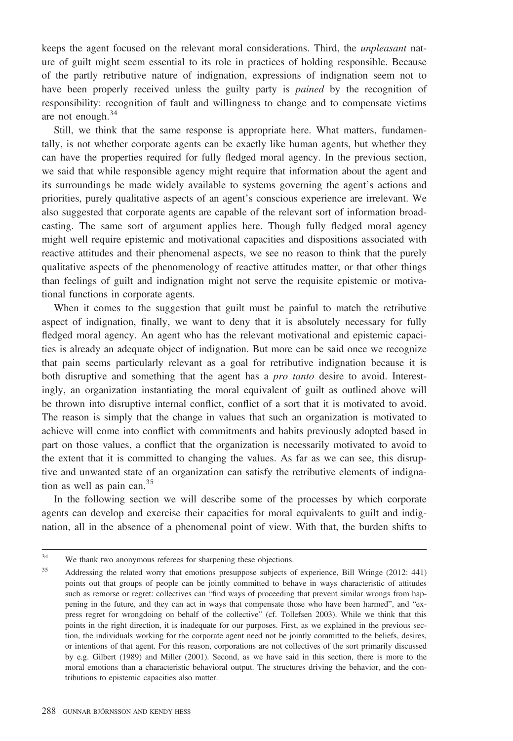keeps the agent focused on the relevant moral considerations. Third, the *unpleasant* nature of guilt might seem essential to its role in practices of holding responsible. Because of the partly retributive nature of indignation, expressions of indignation seem not to have been properly received unless the guilty party is *pained* by the recognition of responsibility: recognition of fault and willingness to change and to compensate victims are not enough.[34]

Still, we think that the same response is appropriate here. What matters, fundamentally, is not whether corporate agents can be exactly like human agents, but whether they can have the properties required for fully fledged moral agency. In the previous section, we said that while responsible agency might require that information about the agent and its surroundings be made widely available to systems governing the agent's actions and priorities, purely qualitative aspects of an agent's conscious experience are irrelevant. We also suggested that corporate agents are capable of the relevant sort of information broadcasting. The same sort of argument applies here. Though fully fledged moral agency might well require epistemic and motivational capacities and dispositions associated with reactive attitudes and their phenomenal aspects, we see no reason to think that the purely qualitative aspects of the phenomenology of reactive attitudes matter, or that other things than feelings of guilt and indignation might not serve the requisite epistemic or motivational functions in corporate agents.

When it comes to the suggestion that guilt must be painful to match the retributive aspect of indignation, finally, we want to deny that it is absolutely necessary for fully fledged moral agency. An agent who has the relevant motivational and epistemic capacities is already an adequate object of indignation. But more can be said once we recognize that pain seems particularly relevant as a goal for retributive indignation because it is both disruptive and something that the agent has a *pro tanto* desire to avoid. Interestingly, an organization instantiating the moral equivalent of guilt as outlined above will be thrown into disruptive internal conflict, conflict of a sort that it is motivated to avoid. The reason is simply that the change in values that such an organization is motivated to achieve will come into conflict with commitments and habits previously adopted based in part on those values, a conflict that the organization is necessarily motivated to avoid to the extent that it is committed to changing the values. As far as we can see, this disruptive and unwanted state of an organization can satisfy the retributive elements of indignation as well as pain can.[35]

In the following section we will describe some of the processes by which corporate agents can develop and exercise their capacities for moral equivalents to guilt and indignation, all in the absence of a phenomenal point of view. With that, the burden shifts to

---

[34] We thank two anonymous referees for sharpening these objections.

[35] Addressing the related worry that emotions presuppose subjects of experience, Bill Wringe (2012: 441) points out that groups of people can be jointly committed to behave in ways characteristic of attitudes such as remorse or regret: collectives can "find ways of proceeding that prevent similar wrongs from happening in the future, and they can act in ways that compensate those who have been harmed", and "express regret for wrongdoing on behalf of the collective" (cf. Tollefsen 2003). While we think that this points in the right direction, it is inadequate for our purposes. First, as we explained in the previous section, the individuals working for the corporate agent need not be jointly committed to the beliefs, desires, or intentions of that agent. For this reason, corporations are not collectives of the sort primarily discussed by e.g. Gilbert (1989) and Miller (2001). Second, as we have said in this section, there is more to the moral emotions than a characteristic behavioral output. The structures driving the behavior, and the contributions to epistemic capacities also matter.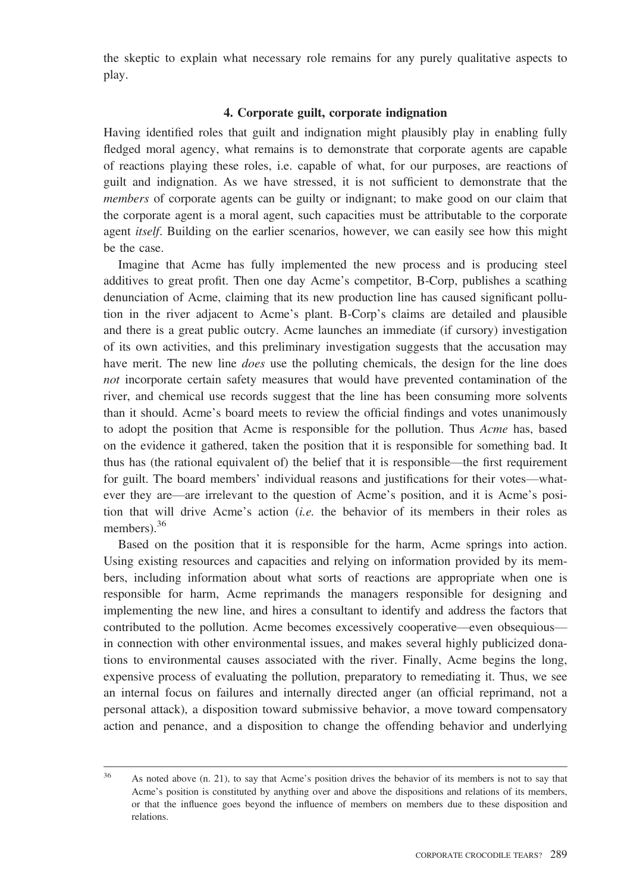the skeptic to explain what necessary role remains for any purely qualitative aspects to play.

## 4. Corporate guilt, corporate indignation

Having identified roles that guilt and indignation might plausibly play in enabling fully fledged moral agency, what remains is to demonstrate that corporate agents are capable of reactions playing these roles, i.e. capable of what, for our purposes, are reactions of guilt and indignation. As we have stressed, it is not sufficient to demonstrate that the *members* of corporate agents can be guilty or indignant; to make good on our claim that the corporate agent is a moral agent, such capacities must be attributable to the corporate agent *itself*. Building on the earlier scenarios, however, we can easily see how this might be the case.

Imagine that Acme has fully implemented the new process and is producing steel additives to great profit. Then one day Acme's competitor, B-Corp, publishes a scathing denunciation of Acme, claiming that its new production line has caused significant pollution in the river adjacent to Acme's plant. B-Corp's claims are detailed and plausible and there is a great public outcry. Acme launches an immediate (if cursory) investigation of its own activities, and this preliminary investigation suggests that the accusation may have merit. The new line *does* use the polluting chemicals, the design for the line does *not* incorporate certain safety measures that would have prevented contamination of the river, and chemical use records suggest that the line has been consuming more solvents than it should. Acme's board meets to review the official findings and votes unanimously to adopt the position that Acme is responsible for the pollution. Thus *Acme* has, based on the evidence it gathered, taken the position that it is responsible for something bad. It thus has (the rational equivalent of) the belief that it is responsible—the first requirement for guilt. The board members' individual reasons and justifications for their votes—whatever they are—are irrelevant to the question of Acme's position, and it is Acme's position that will drive Acme's action (*i.e.* the behavior of its members in their roles as members).[36]

Based on the position that it is responsible for the harm, Acme springs into action. Using existing resources and capacities and relying on information provided by its members, including information about what sorts of reactions are appropriate when one is responsible for harm, Acme reprimands the managers responsible for designing and implementing the new line, and hires a consultant to identify and address the factors that contributed to the pollution. Acme becomes excessively cooperative—even obsequious—in connection with other environmental issues, and makes several highly publicized donations to environmental causes associated with the river. Finally, Acme begins the long, expensive process of evaluating the pollution, preparatory to remediating it. Thus, we see an internal focus on failures and internally directed anger (an official reprimand, not a personal attack), a disposition toward submissive behavior, a move toward compensatory action and penance, and a disposition to change the offending behavior and underlying

[36] As noted above (n. 21), to say that Acme's position drives the behavior of its members is not to say that Acme's position is constituted by anything over and above the dispositions and relations of its members, or that the influence goes beyond the influence of members on members due to these disposition and relations.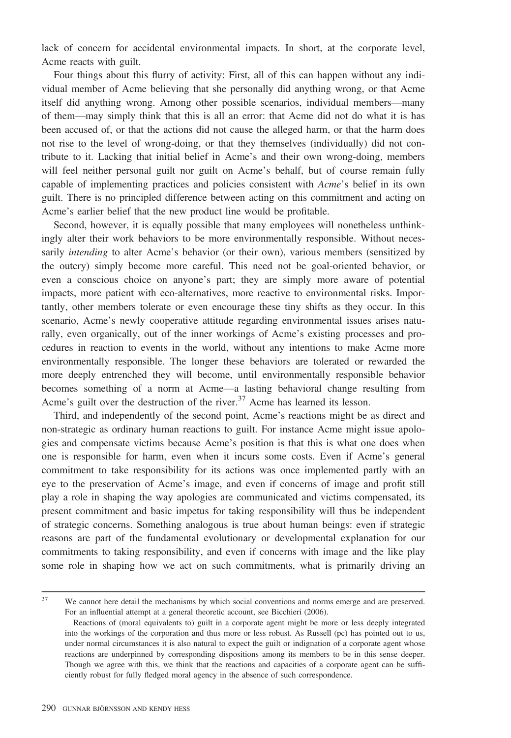lack of concern for accidental environmental impacts. In short, at the corporate level, Acme reacts with guilt.

Four things about this flurry of activity: First, all of this can happen without any individual member of Acme believing that she personally did anything wrong, or that Acme itself did anything wrong. Among other possible scenarios, individual members—many of them—may simply think that this is all an error: that Acme did not do what it is has been accused of, or that the actions did not cause the alleged harm, or that the harm does not rise to the level of wrong-doing, or that they themselves (individually) did not contribute to it. Lacking that initial belief in Acme's and their own wrong-doing, members will feel neither personal guilt nor guilt on Acme's behalf, but of course remain fully capable of implementing practices and policies consistent with *Acme*'s belief in its own guilt. There is no principled difference between acting on this commitment and acting on Acme's earlier belief that the new product line would be profitable.

Second, however, it is equally possible that many employees will nonetheless unthinkingly alter their work behaviors to be more environmentally responsible. Without necessarily *intending* to alter Acme's behavior (or their own), various members (sensitized by the outcry) simply become more careful. This need not be goal-oriented behavior, or even a conscious choice on anyone's part; they are simply more aware of potential impacts, more patient with eco-alternatives, more reactive to environmental risks. Importantly, other members tolerate or even encourage these tiny shifts as they occur. In this scenario, Acme's newly cooperative attitude regarding environmental issues arises naturally, even organically, out of the inner workings of Acme's existing processes and procedures in reaction to events in the world, without any intentions to make Acme more environmentally responsible. The longer these behaviors are tolerated or rewarded the more deeply entrenched they will become, until environmentally responsible behavior becomes something of a norm at Acme—a lasting behavioral change resulting from Acme's guilt over the destruction of the river.[37] Acme has learned its lesson.

Third, and independently of the second point, Acme's reactions might be as direct and non-strategic as ordinary human reactions to guilt. For instance Acme might issue apologies and compensate victims because Acme's position is that this is what one does when one is responsible for harm, even when it incurs some costs. Even if Acme's general commitment to take responsibility for its actions was once implemented partly with an eye to the preservation of Acme's image, and even if concerns of image and profit still play a role in shaping the way apologies are communicated and victims compensated, its present commitment and basic impetus for taking responsibility will thus be independent of strategic concerns. Something analogous is true about human beings: even if strategic reasons are part of the fundamental evolutionary or developmental explanation for our commitments to taking responsibility, and even if concerns with image and the like play some role in shaping how we act on such commitments, what is primarily driving an

[37] We cannot here detail the mechanisms by which social conventions and norms emerge and are preserved. For an influential attempt at a general theoretic account, see Bicchieri (2006).

Reactions of (moral equivalents to) guilt in a corporate agent might be more or less deeply integrated into the workings of the corporation and thus more or less robust. As Russell (pc) has pointed out to us, under normal circumstances it is also natural to expect the guilt or indignation of a corporate agent whose reactions are underpinned by corresponding dispositions among its members to be in this sense deeper. Though we agree with this, we think that the reactions and capacities of a corporate agent can be sufficiently robust for fully fledged moral agency in the absence of such correspondence.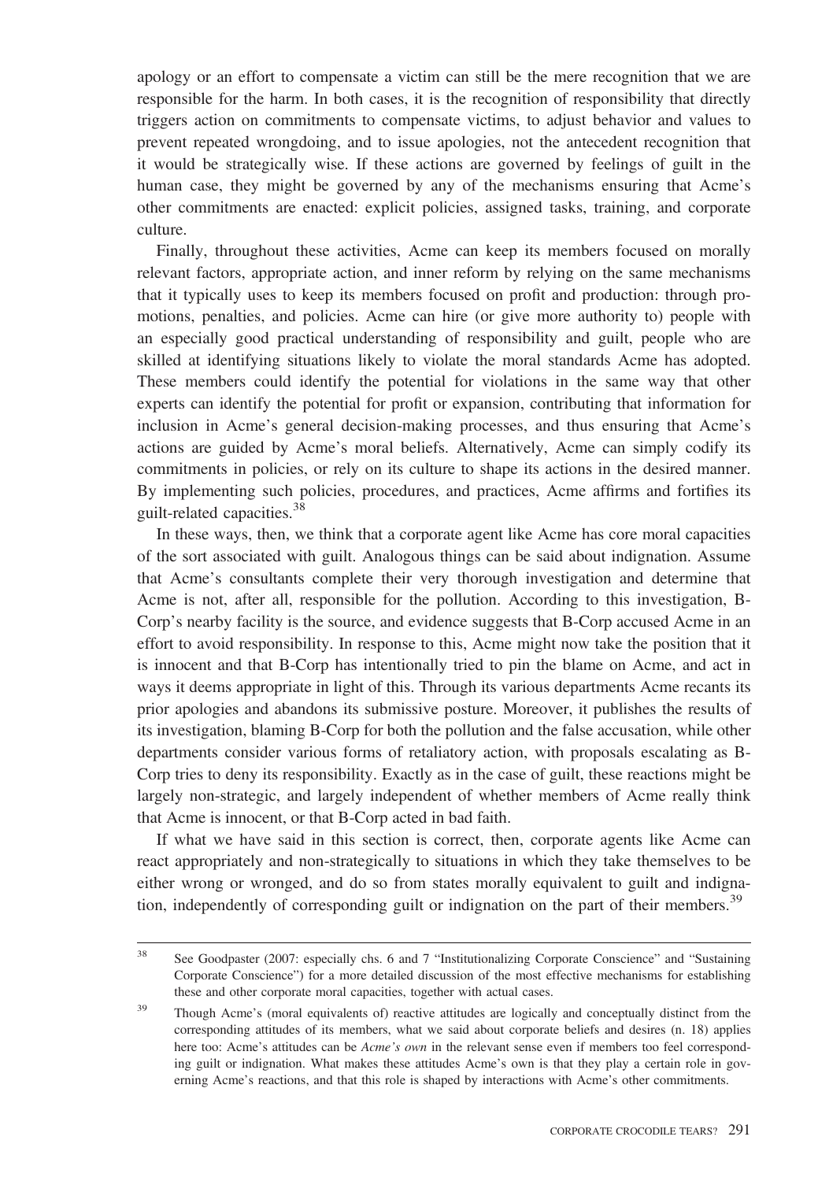apology or an effort to compensate a victim can still be the mere recognition that we are responsible for the harm. In both cases, it is the recognition of responsibility that directly triggers action on commitments to compensate victims, to adjust behavior and values to prevent repeated wrongdoing, and to issue apologies, not the antecedent recognition that it would be strategically wise. If these actions are governed by feelings of guilt in the human case, they might be governed by any of the mechanisms ensuring that Acme's other commitments are enacted: explicit policies, assigned tasks, training, and corporate culture.

Finally, throughout these activities, Acme can keep its members focused on morally relevant factors, appropriate action, and inner reform by relying on the same mechanisms that it typically uses to keep its members focused on profit and production: through promotions, penalties, and policies. Acme can hire (or give more authority to) people with an especially good practical understanding of responsibility and guilt, people who are skilled at identifying situations likely to violate the moral standards Acme has adopted. These members could identify the potential for violations in the same way that other experts can identify the potential for profit or expansion, contributing that information for inclusion in Acme's general decision-making processes, and thus ensuring that Acme's actions are guided by Acme's moral beliefs. Alternatively, Acme can simply codify its commitments in policies, or rely on its culture to shape its actions in the desired manner. By implementing such policies, procedures, and practices, Acme affirms and fortifies its guilt-related capacities.[38]

In these ways, then, we think that a corporate agent like Acme has core moral capacities of the sort associated with guilt. Analogous things can be said about indignation. Assume that Acme's consultants complete their very thorough investigation and determine that Acme is not, after all, responsible for the pollution. According to this investigation, B-Corp's nearby facility is the source, and evidence suggests that B-Corp accused Acme in an effort to avoid responsibility. In response to this, Acme might now take the position that it is innocent and that B-Corp has intentionally tried to pin the blame on Acme, and act in ways it deems appropriate in light of this. Through its various departments Acme recants its prior apologies and abandons its submissive posture. Moreover, it publishes the results of its investigation, blaming B-Corp for both the pollution and the false accusation, while other departments consider various forms of retaliatory action, with proposals escalating as B-Corp tries to deny its responsibility. Exactly as in the case of guilt, these reactions might be largely non-strategic, and largely independent of whether members of Acme really think that Acme is innocent, or that B-Corp acted in bad faith.

If what we have said in this section is correct, then, corporate agents like Acme can react appropriately and non-strategically to situations in which they take themselves to be either wrong or wronged, and do so from states morally equivalent to guilt and indignation, independently of corresponding guilt or indignation on the part of their members.[39]

---

[38] See Goodpaster (2007: especially chs. 6 and 7 "Institutionalizing Corporate Conscience" and "Sustaining Corporate Conscience") for a more detailed discussion of the most effective mechanisms for establishing these and other corporate moral capacities, together with actual cases.

[39] Though Acme's (moral equivalents of) reactive attitudes are logically and conceptually distinct from the corresponding attitudes of its members, what we said about corporate beliefs and desires (n. 18) applies here too: Acme's attitudes can be *Acme's own* in the relevant sense even if members too feel corresponding guilt or indignation. What makes these attitudes Acme's own is that they play a certain role in governing Acme's reactions, and that this role is shaped by interactions with Acme's other commitments.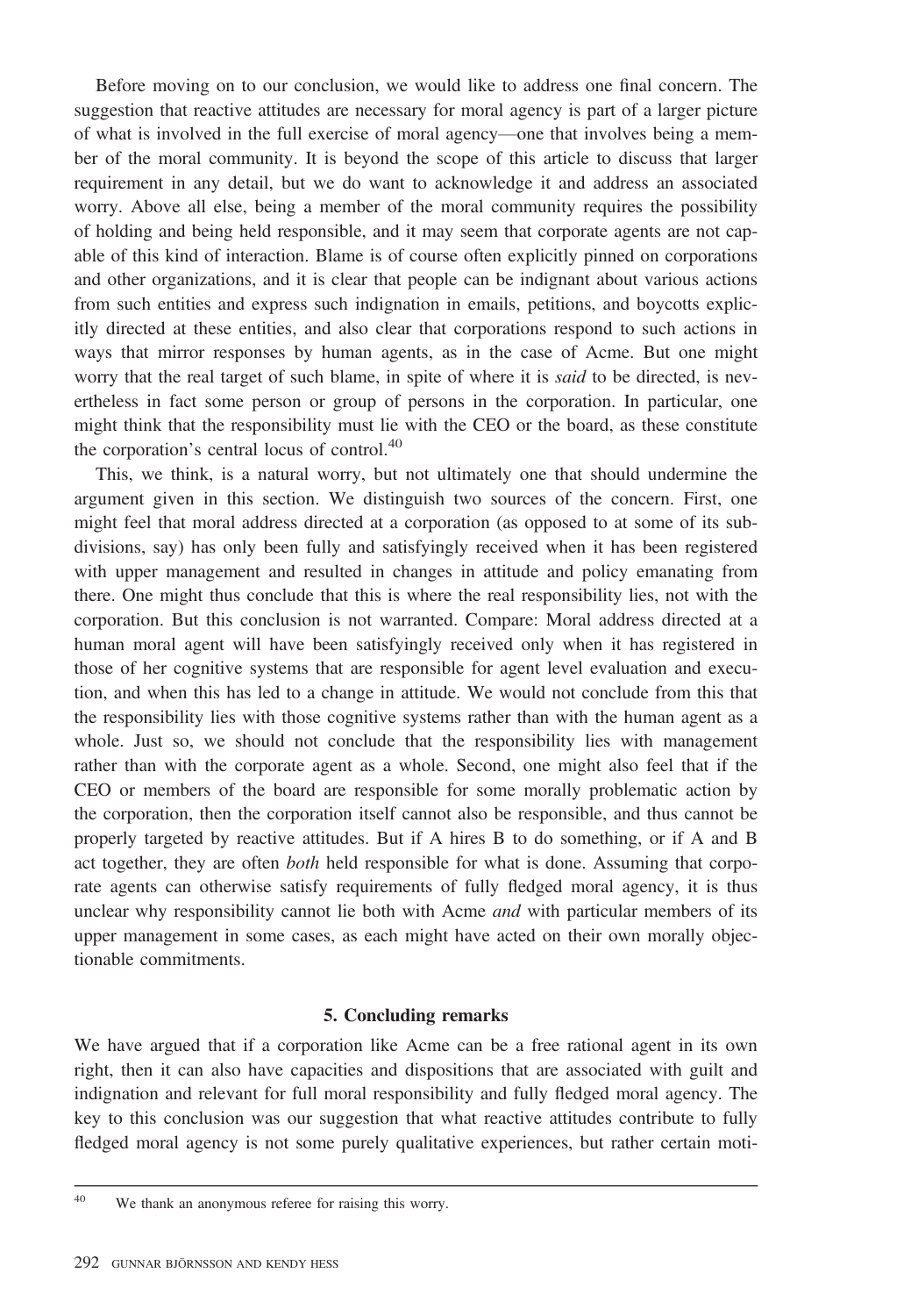Before moving on to our conclusion, we would like to address one final concern. The suggestion that reactive attitudes are necessary for moral agency is part of a larger picture of what is involved in the full exercise of moral agency—one that involves being a member of the moral community. It is beyond the scope of this article to discuss that larger requirement in any detail, but we do want to acknowledge it and address an associated worry. Above all else, being a member of the moral community requires the possibility of holding and being held responsible, and it may seem that corporate agents are not capable of this kind of interaction. Blame is of course often explicitly pinned on corporations and other organizations, and it is clear that people can be indignant about various actions from such entities and express such indignation in emails, petitions, and boycotts explicitly directed at these entities, and also clear that corporations respond to such actions in ways that mirror responses by human agents, as in the case of Acme. But one might worry that the real target of such blame, in spite of where it is *said* to be directed, is nevertheless in fact some person or group of persons in the corporation. In particular, one might think that the responsibility must lie with the CEO or the board, as these constitute the corporation's central locus of control.[40]

This, we think, is a natural worry, but not ultimately one that should undermine the argument given in this section. We distinguish two sources of the concern. First, one might feel that moral address directed at a corporation (as opposed to at some of its subdivisions, say) has only been fully and satisfyingly received when it has been registered with upper management and resulted in changes in attitude and policy emanating from there. One might thus conclude that this is where the real responsibility lies, not with the corporation. But this conclusion is not warranted. Compare: Moral address directed at a human moral agent will have been satisfyingly received only when it has registered in those of her cognitive systems that are responsible for agent level evaluation and execution, and when this has led to a change in attitude. We would not conclude from this that the responsibility lies with those cognitive systems rather than with the human agent as a whole. Just so, we should not conclude that the responsibility lies with management rather than with the corporate agent as a whole. Second, one might also feel that if the CEO or members of the board are responsible for some morally problematic action by the corporation, then the corporation itself cannot also be responsible, and thus cannot be properly targeted by reactive attitudes. But if A hires B to do something, or if A and B act together, they are often *both* held responsible for what is done. Assuming that corporate agents can otherwise satisfy requirements of fully fledged moral agency, it is thus unclear why responsibility cannot lie both with Acme *and* with particular members of its upper management in some cases, as each might have acted on their own morally objectionable commitments.

## 5. Concluding remarks

We have argued that if a corporation like Acme can be a free rational agent in its own right, then it can also have capacities and dispositions that are associated with guilt and indignation and relevant for full moral responsibility and fully fledged moral agency. The key to this conclusion was our suggestion that what reactive attitudes contribute to fully fledged moral agency is not some purely qualitative experiences, but rather certain moti-

[40] We thank an anonymous referee for raising this worry.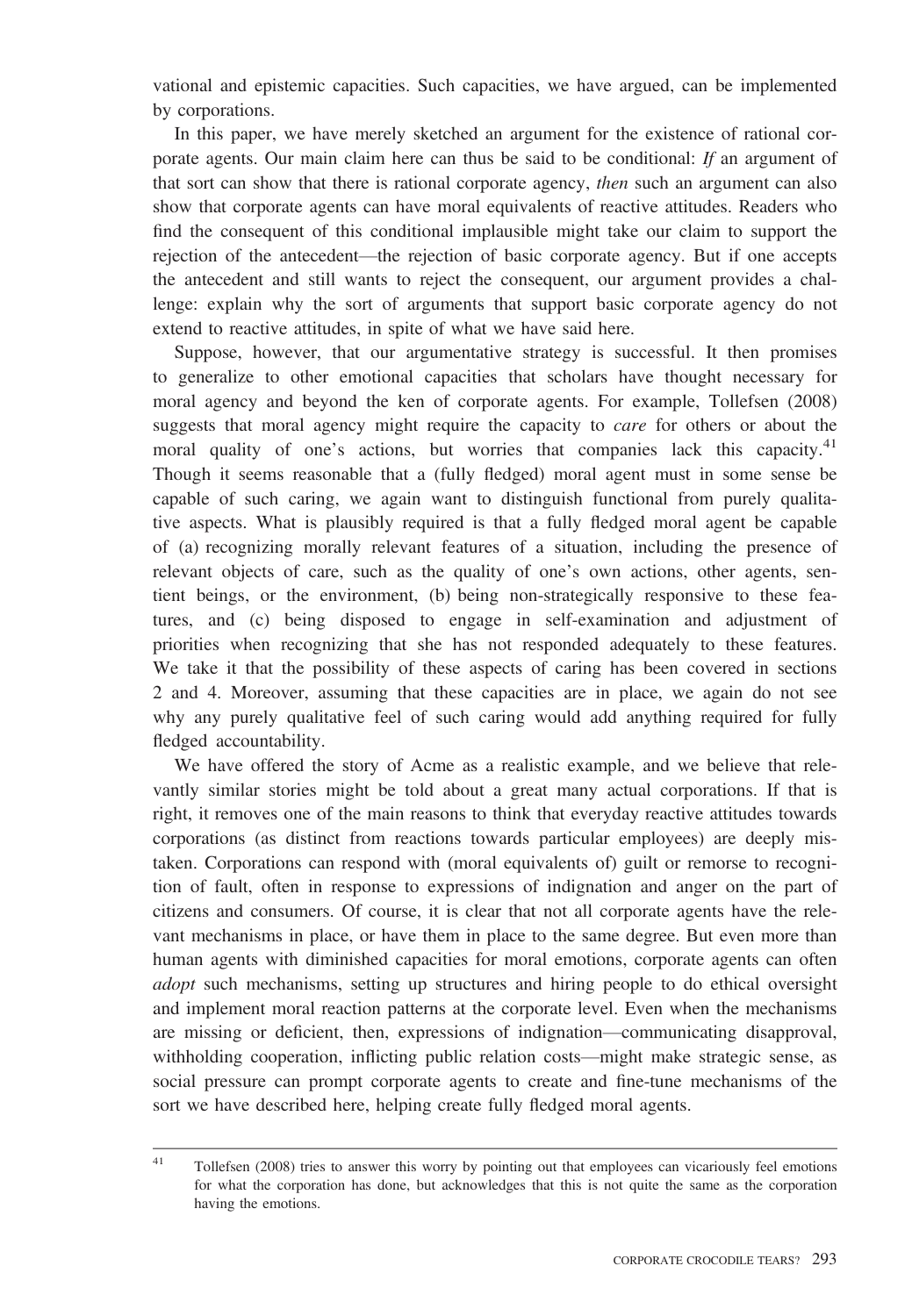vational and epistemic capacities. Such capacities, we have argued, can be implemented by corporations.

In this paper, we have merely sketched an argument for the existence of rational corporate agents. Our main claim here can thus be said to be conditional: *If* an argument of that sort can show that there is rational corporate agency, *then* such an argument can also show that corporate agents can have moral equivalents of reactive attitudes. Readers who find the consequent of this conditional implausible might take our claim to support the rejection of the antecedent—the rejection of basic corporate agency. But if one accepts the antecedent and still wants to reject the consequent, our argument provides a challenge: explain why the sort of arguments that support basic corporate agency do not extend to reactive attitudes, in spite of what we have said here.

Suppose, however, that our argumentative strategy is successful. It then promises to generalize to other emotional capacities that scholars have thought necessary for moral agency and beyond the ken of corporate agents. For example, Tollefsen (2008) suggests that moral agency might require the capacity to *care* for others or about the moral quality of one's actions, but worries that companies lack this capacity.[41] Though it seems reasonable that a (fully fledged) moral agent must in some sense be capable of such caring, we again want to distinguish functional from purely qualitative aspects. What is plausibly required is that a fully fledged moral agent be capable of (a) recognizing morally relevant features of a situation, including the presence of relevant objects of care, such as the quality of one's own actions, other agents, sentient beings, or the environment, (b) being non-strategically responsive to these features, and (c) being disposed to engage in self-examination and adjustment of priorities when recognizing that she has not responded adequately to these features. We take it that the possibility of these aspects of caring has been covered in sections 2 and 4. Moreover, assuming that these capacities are in place, we again do not see why any purely qualitative feel of such caring would add anything required for fully fledged accountability.

We have offered the story of Acme as a realistic example, and we believe that relevantly similar stories might be told about a great many actual corporations. If that is right, it removes one of the main reasons to think that everyday reactive attitudes towards corporations (as distinct from reactions towards particular employees) are deeply mistaken. Corporations can respond with (moral equivalents of) guilt or remorse to recognition of fault, often in response to expressions of indignation and anger on the part of citizens and consumers. Of course, it is clear that not all corporate agents have the relevant mechanisms in place, or have them in place to the same degree. But even more than human agents with diminished capacities for moral emotions, corporate agents can often *adopt* such mechanisms, setting up structures and hiring people to do ethical oversight and implement moral reaction patterns at the corporate level. Even when the mechanisms are missing or deficient, then, expressions of indignation—communicating disapproval, withholding cooperation, inflicting public relation costs—might make strategic sense, as social pressure can prompt corporate agents to create and fine-tune mechanisms of the sort we have described here, helping create fully fledged moral agents.

---

[41] Tollefsen (2008) tries to answer this worry by pointing out that employees can vicariously feel emotions for what the corporation has done, but acknowledges that this is not quite the same as the corporation having the emotions.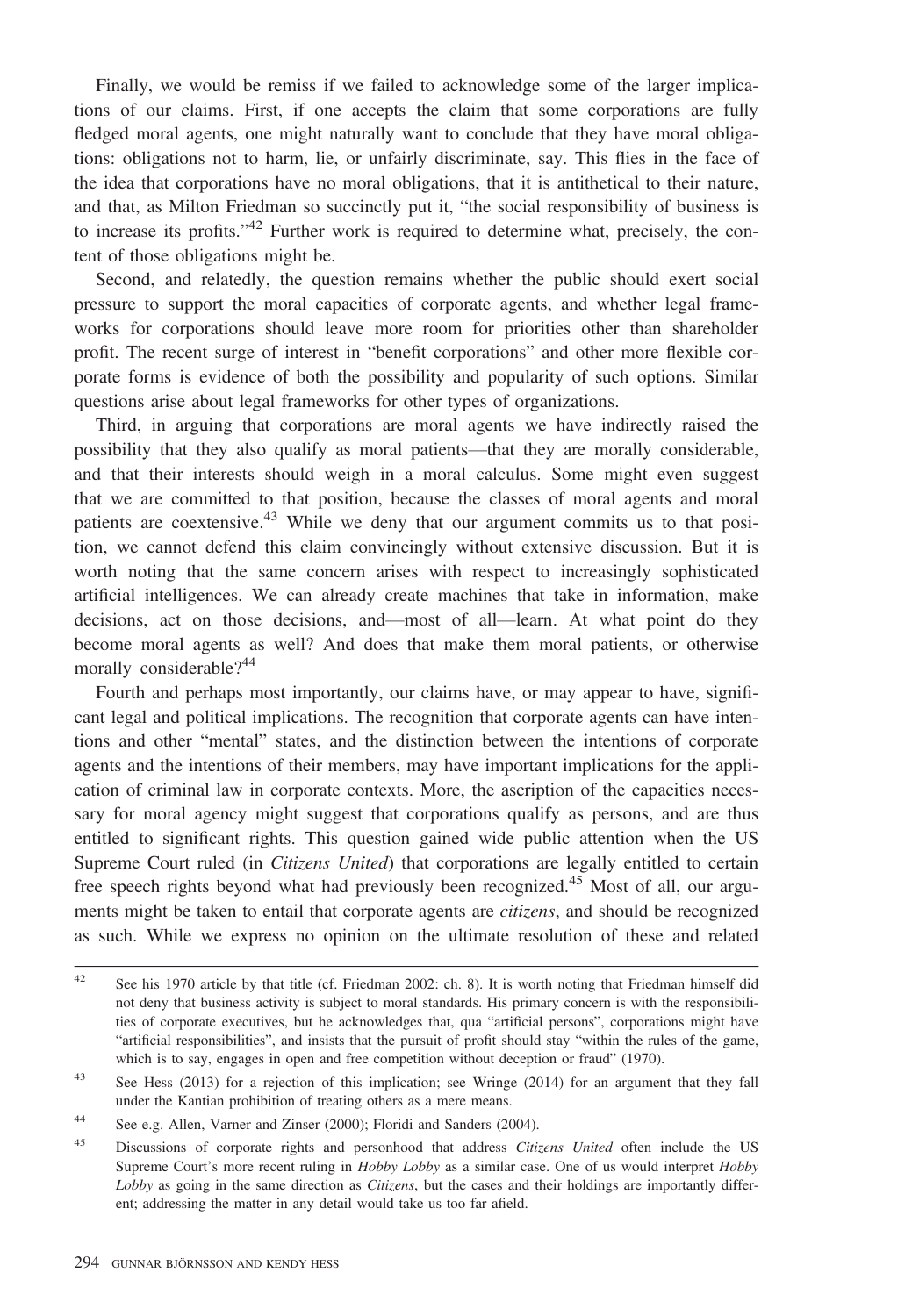Finally, we would be remiss if we failed to acknowledge some of the larger implications of our claims. First, if one accepts the claim that some corporations are fully fledged moral agents, one might naturally want to conclude that they have moral obligations: obligations not to harm, lie, or unfairly discriminate, say. This flies in the face of the idea that corporations have no moral obligations, that it is antithetical to their nature, and that, as Milton Friedman so succinctly put it, "the social responsibility of business is to increase its profits."[42] Further work is required to determine what, precisely, the content of those obligations might be.

Second, and relatedly, the question remains whether the public should exert social pressure to support the moral capacities of corporate agents, and whether legal frameworks for corporations should leave more room for priorities other than shareholder profit. The recent surge of interest in "benefit corporations" and other more flexible corporate forms is evidence of both the possibility and popularity of such options. Similar questions arise about legal frameworks for other types of organizations.

Third, in arguing that corporations are moral agents we have indirectly raised the possibility that they also qualify as moral patients—that they are morally considerable, and that their interests should weigh in a moral calculus. Some might even suggest that we are committed to that position, because the classes of moral agents and moral patients are coextensive.[43] While we deny that our argument commits us to that position, we cannot defend this claim convincingly without extensive discussion. But it is worth noting that the same concern arises with respect to increasingly sophisticated artificial intelligences. We can already create machines that take in information, make decisions, act on those decisions, and—most of all—learn. At what point do they become moral agents as well? And does that make them moral patients, or otherwise morally considerable?[44]

Fourth and perhaps most importantly, our claims have, or may appear to have, significant legal and political implications. The recognition that corporate agents can have intentions and other "mental" states, and the distinction between the intentions of corporate agents and the intentions of their members, may have important implications for the application of criminal law in corporate contexts. More, the ascription of the capacities necessary for moral agency might suggest that corporations qualify as persons, and are thus entitled to significant rights. This question gained wide public attention when the US Supreme Court ruled (in *Citizens United*) that corporations are legally entitled to certain free speech rights beyond what had previously been recognized.[45] Most of all, our arguments might be taken to entail that corporate agents are *citizens*, and should be recognized as such. While we express no opinion on the ultimate resolution of these and related

---

[42] See his 1970 article by that title (cf. Friedman 2002: ch. 8). It is worth noting that Friedman himself did not deny that business activity is subject to moral standards. His primary concern is with the responsibilities of corporate executives, but he acknowledges that, qua "artificial persons", corporations might have "artificial responsibilities", and insists that the pursuit of profit should stay "within the rules of the game, which is to say, engages in open and free competition without deception or fraud" (1970).

[43] See Hess (2013) for a rejection of this implication; see Wringe (2014) for an argument that they fall under the Kantian prohibition of treating others as a mere means.

[44] See e.g. Allen, Varner and Zinser (2000); Floridi and Sanders (2004).

[45] Discussions of corporate rights and personhood that address *Citizens United* often include the US Supreme Court's more recent ruling in *Hobby Lobby* as a similar case. One of us would interpret *Hobby Lobby* as going in the same direction as *Citizens*, but the cases and their holdings are importantly different; addressing the matter in any detail would take us too far afield.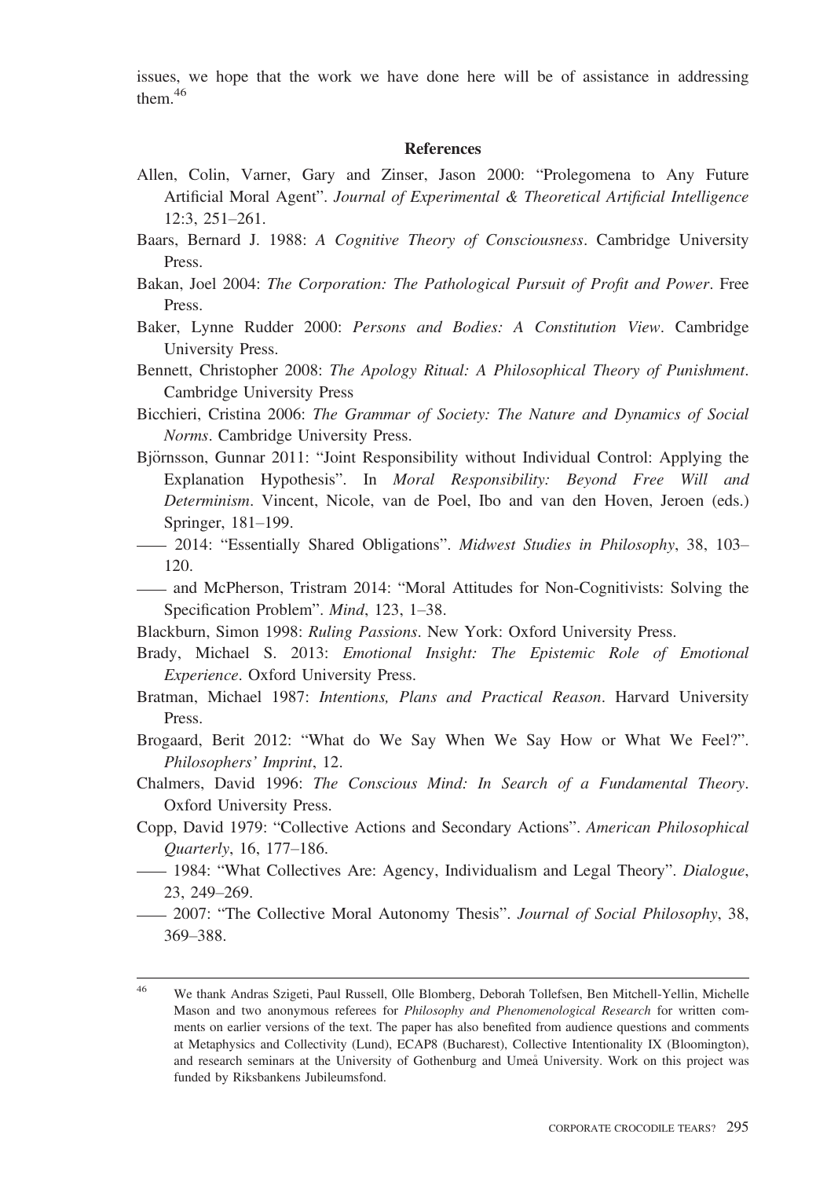issues, we hope that the work we have done here will be of assistance in addressing them.[46]

## References

Allen, Colin, Varner, Gary and Zinser, Jason 2000: "Prolegomena to Any Future Artificial Moral Agent". *Journal of Experimental & Theoretical Artificial Intelligence* 12:3, 251–261.

Baars, Bernard J. 1988: *A Cognitive Theory of Consciousness*. Cambridge University Press.

Bakan, Joel 2004: *The Corporation: The Pathological Pursuit of Profit and Power*. Free Press.

Baker, Lynne Rudder 2000: *Persons and Bodies: A Constitution View*. Cambridge University Press.

Bennett, Christopher 2008: *The Apology Ritual: A Philosophical Theory of Punishment*. Cambridge University Press

Bicchieri, Cristina 2006: *The Grammar of Society: The Nature and Dynamics of Social Norms*. Cambridge University Press.

Björnsson, Gunnar 2011: "Joint Responsibility without Individual Control: Applying the Explanation Hypothesis". In *Moral Responsibility: Beyond Free Will and Determinism*. Vincent, Nicole, van de Poel, Ibo and van den Hoven, Jeroen (eds.) Springer, 181–199.

—— 2014: "Essentially Shared Obligations". *Midwest Studies in Philosophy*, 38, 103–120.

—— and McPherson, Tristram 2014: "Moral Attitudes for Non-Cognitivists: Solving the Specification Problem". *Mind*, 123, 1–38.

Blackburn, Simon 1998: *Ruling Passions*. New York: Oxford University Press.

Brady, Michael S. 2013: *Emotional Insight: The Epistemic Role of Emotional Experience*. Oxford University Press.

Bratman, Michael 1987: *Intentions, Plans and Practical Reason*. Harvard University Press.

Brogaard, Berit 2012: "What do We Say When We Say How or What We Feel?". *Philosophers' Imprint*, 12.

Chalmers, David 1996: *The Conscious Mind: In Search of a Fundamental Theory*. Oxford University Press.

Copp, David 1979: "Collective Actions and Secondary Actions". *American Philosophical Quarterly*, 16, 177–186.

—— 1984: "What Collectives Are: Agency, Individualism and Legal Theory". *Dialogue*, 23, 249–269.

—— 2007: "The Collective Moral Autonomy Thesis". *Journal of Social Philosophy*, 38, 369–388.

---

[46] We thank Andras Szigeti, Paul Russell, Olle Blomberg, Deborah Tollefsen, Ben Mitchell-Yellin, Michelle Mason and two anonymous referees for *Philosophy and Phenomenological Research* for written comments on earlier versions of the text. The paper has also benefited from audience questions and comments at Metaphysics and Collectivity (Lund), ECAP8 (Bucharest), Collective Intentionality IX (Bloomington), and research seminars at the University of Gothenburg and Umeå University. Work on this project was funded by Riksbankens Jubileumsfond.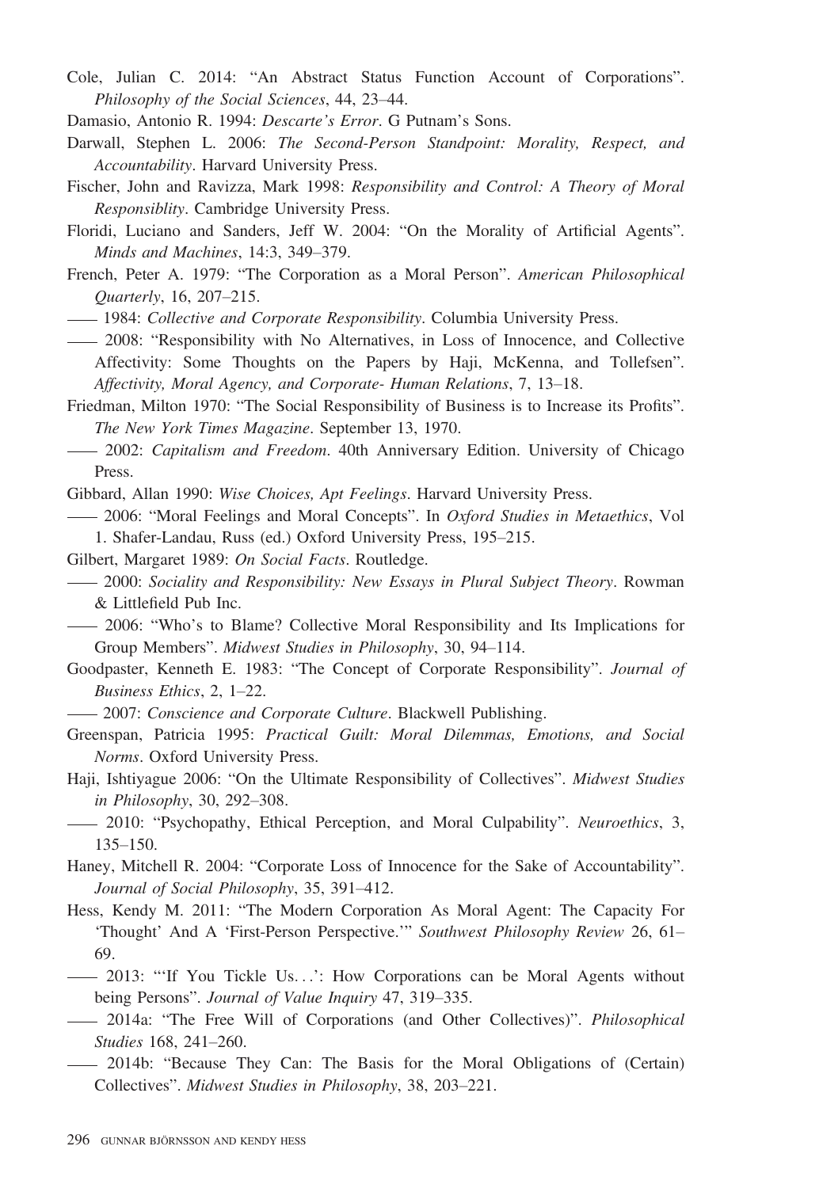Cole, Julian C. 2014: "An Abstract Status Function Account of Corporations". *Philosophy of the Social Sciences*, 44, 23–44.

Damasio, Antonio R. 1994: *Descarte's Error*. G Putnam's Sons.

Darwall, Stephen L. 2006: *The Second-Person Standpoint: Morality, Respect, and Accountability*. Harvard University Press.

Fischer, John and Ravizza, Mark 1998: *Responsibility and Control: A Theory of Moral Responsiblity*. Cambridge University Press.

Floridi, Luciano and Sanders, Jeff W. 2004: "On the Morality of Artificial Agents". *Minds and Machines*, 14:3, 349–379.

French, Peter A. 1979: "The Corporation as a Moral Person". *American Philosophical Quarterly*, 16, 207–215.

—— 1984: *Collective and Corporate Responsibility*. Columbia University Press.

—— 2008: "Responsibility with No Alternatives, in Loss of Innocence, and Collective Affectivity: Some Thoughts on the Papers by Haji, McKenna, and Tollefsen". *Affectivity, Moral Agency, and Corporate- Human Relations*, 7, 13–18.

Friedman, Milton 1970: "The Social Responsibility of Business is to Increase its Profits". *The New York Times Magazine*. September 13, 1970.

—— 2002: *Capitalism and Freedom*. 40th Anniversary Edition. University of Chicago Press.

Gibbard, Allan 1990: *Wise Choices, Apt Feelings*. Harvard University Press.

—— 2006: "Moral Feelings and Moral Concepts". In *Oxford Studies in Metaethics*, Vol 1. Shafer-Landau, Russ (ed.) Oxford University Press, 195–215.

Gilbert, Margaret 1989: *On Social Facts*. Routledge.

—— 2000: *Sociality and Responsibility: New Essays in Plural Subject Theory*. Rowman & Littlefield Pub Inc.

—— 2006: "Who's to Blame? Collective Moral Responsibility and Its Implications for Group Members". *Midwest Studies in Philosophy*, 30, 94–114.

Goodpaster, Kenneth E. 1983: "The Concept of Corporate Responsibility". *Journal of Business Ethics*, 2, 1–22.

—— 2007: *Conscience and Corporate Culture*. Blackwell Publishing.

Greenspan, Patricia 1995: *Practical Guilt: Moral Dilemmas, Emotions, and Social Norms*. Oxford University Press.

Haji, Ishtiyague 2006: "On the Ultimate Responsibility of Collectives". *Midwest Studies in Philosophy*, 30, 292–308.

—— 2010: "Psychopathy, Ethical Perception, and Moral Culpability". *Neuroethics*, 3, 135–150.

Haney, Mitchell R. 2004: "Corporate Loss of Innocence for the Sake of Accountability". *Journal of Social Philosophy*, 35, 391–412.

Hess, Kendy M. 2011: "The Modern Corporation As Moral Agent: The Capacity For 'Thought' And A 'First-Person Perspective.'" *Southwest Philosophy Review* 26, 61–69.

—— 2013: "'If You Tickle Us…': How Corporations can be Moral Agents without being Persons". *Journal of Value Inquiry* 47, 319–335.

—— 2014a: "The Free Will of Corporations (and Other Collectives)". *Philosophical Studies* 168, 241–260.

—— 2014b: "Because They Can: The Basis for the Moral Obligations of (Certain) Collectives". *Midwest Studies in Philosophy*, 38, 203–221.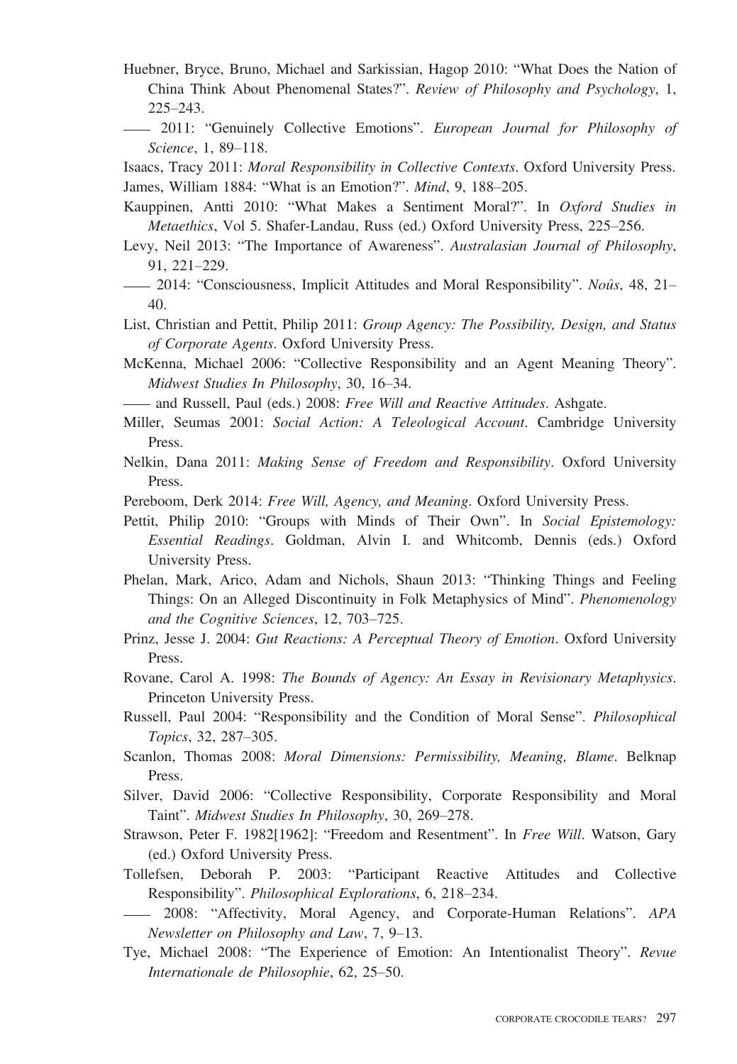Huebner, Bryce, Bruno, Michael and Sarkissian, Hagop 2010: "What Does the Nation of China Think About Phenomenal States?". *Review of Philosophy and Psychology*, 1, 225–243.

—— 2011: "Genuinely Collective Emotions". *European Journal for Philosophy of Science*, 1, 89–118.

Isaacs, Tracy 2011: *Moral Responsibility in Collective Contexts*. Oxford University Press.

James, William 1884: "What is an Emotion?". *Mind*, 9, 188–205.

Kauppinen, Antti 2010: "What Makes a Sentiment Moral?". In *Oxford Studies in Metaethics*, Vol 5. Shafer-Landau, Russ (ed.) Oxford University Press, 225–256.

Levy, Neil 2013: "The Importance of Awareness". *Australasian Journal of Philosophy*, 91, 221–229.

—— 2014: "Consciousness, Implicit Attitudes and Moral Responsibility". *Noûs*, 48, 21–40.

List, Christian and Pettit, Philip 2011: *Group Agency: The Possibility, Design, and Status of Corporate Agents*. Oxford University Press.

McKenna, Michael 2006: "Collective Responsibility and an Agent Meaning Theory". *Midwest Studies In Philosophy*, 30, 16–34.

—— and Russell, Paul (eds.) 2008: *Free Will and Reactive Attitudes*. Ashgate.

Miller, Seumas 2001: *Social Action: A Teleological Account*. Cambridge University Press.

Nelkin, Dana 2011: *Making Sense of Freedom and Responsibility*. Oxford University Press.

Pereboom, Derk 2014: *Free Will, Agency, and Meaning*. Oxford University Press.

Pettit, Philip 2010: "Groups with Minds of Their Own". In *Social Epistemology: Essential Readings*. Goldman, Alvin I. and Whitcomb, Dennis (eds.) Oxford University Press.

Phelan, Mark, Arico, Adam and Nichols, Shaun 2013: "Thinking Things and Feeling Things: On an Alleged Discontinuity in Folk Metaphysics of Mind". *Phenomenology and the Cognitive Sciences*, 12, 703–725.

Prinz, Jesse J. 2004: *Gut Reactions: A Perceptual Theory of Emotion*. Oxford University Press.

Rovane, Carol A. 1998: *The Bounds of Agency: An Essay in Revisionary Metaphysics*. Princeton University Press.

Russell, Paul 2004: "Responsibility and the Condition of Moral Sense". *Philosophical Topics*, 32, 287–305.

Scanlon, Thomas 2008: *Moral Dimensions: Permissibility, Meaning, Blame*. Belknap Press.

Silver, David 2006: "Collective Responsibility, Corporate Responsibility and Moral Taint". *Midwest Studies In Philosophy*, 30, 269–278.

Strawson, Peter F. 1982[1962]: "Freedom and Resentment". In *Free Will*. Watson, Gary (ed.) Oxford University Press.

Tollefsen, Deborah P. 2003: "Participant Reactive Attitudes and Collective Responsibility". *Philosophical Explorations*, 6, 218–234.

—— 2008: "Affectivity, Moral Agency, and Corporate-Human Relations". *APA Newsletter on Philosophy and Law*, 7, 9–13.

Tye, Michael 2008: "The Experience of Emotion: An Intentionalist Theory". *Revue Internationale de Philosophie*, 62, 25–50.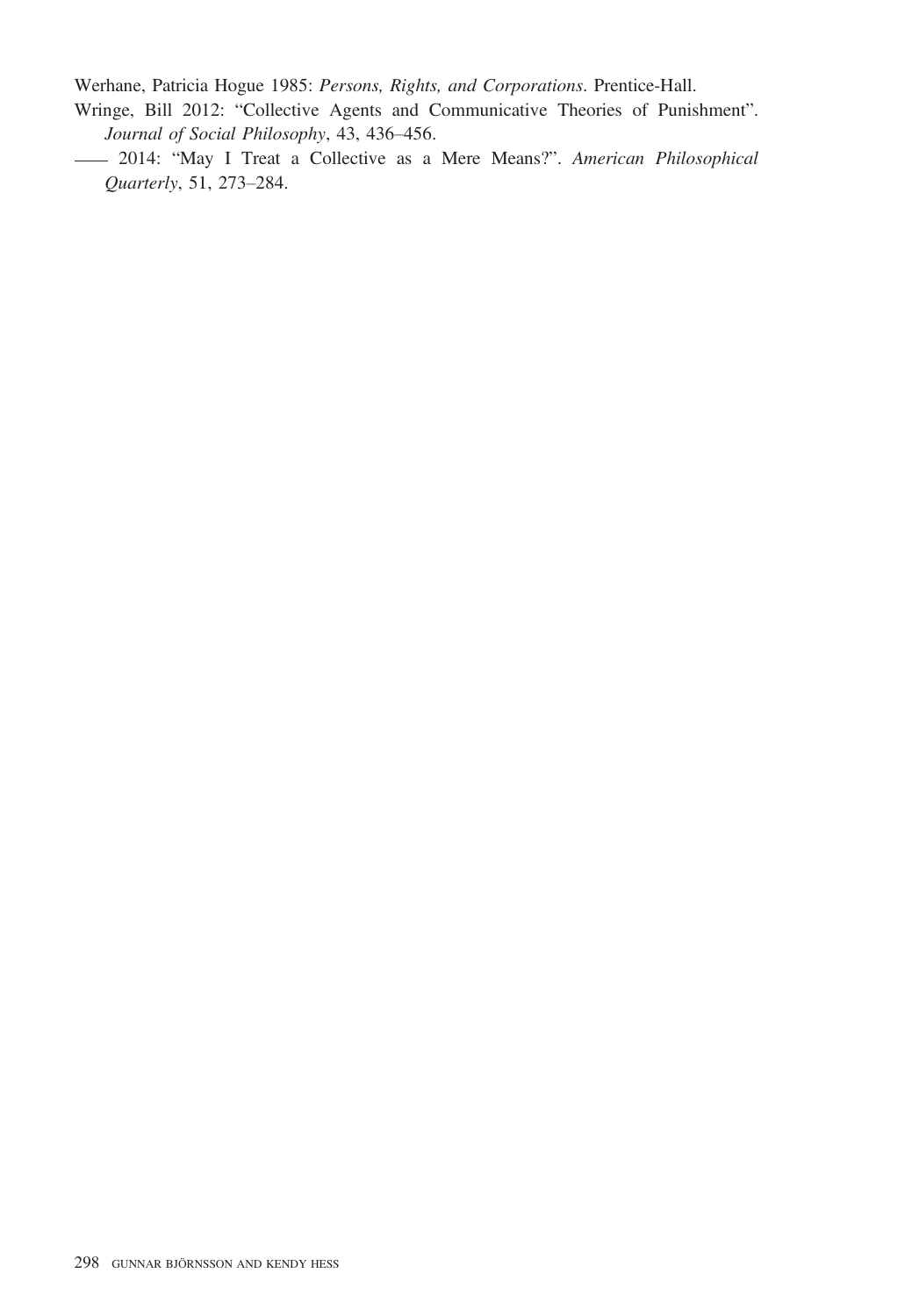Werhane, Patricia Hogue 1985: *Persons, Rights, and Corporations*. Prentice-Hall.

Wringe, Bill 2012: "Collective Agents and Communicative Theories of Punishment". *Journal of Social Philosophy*, 43, 436–456.

—— 2014: "May I Treat a Collective as a Mere Means?". *American Philosophical Quarterly*, 51, 273–284.